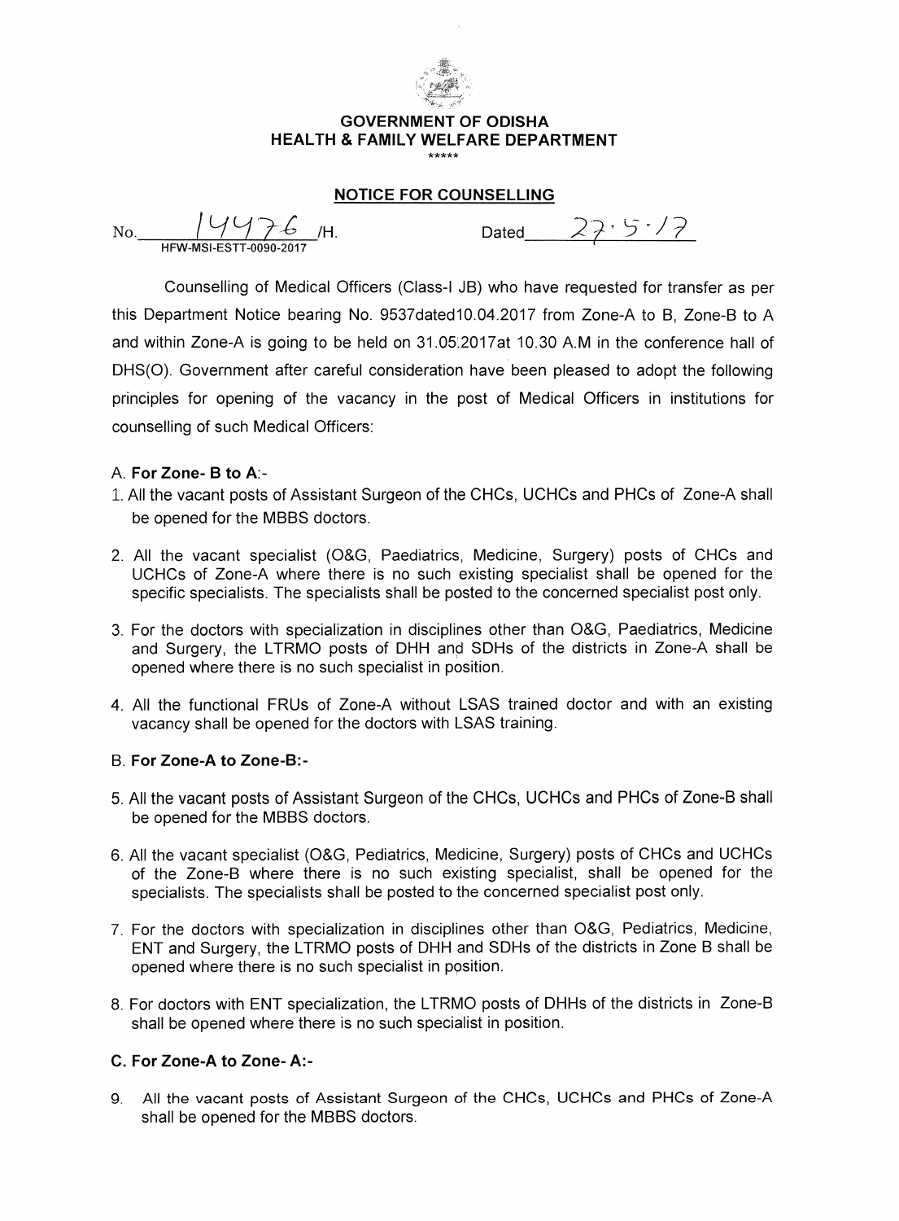**GOVERNMENT OF ODISHA**
**HEALTH & FAMILY WELFARE DEPARTMENT**

\*\*\*\*\*

**NOTICE FOR COUNSELLING**

No. 14476 /H.
HFW-MSI-ESTT-0090-2017

Dated 27.5.17

Counselling of Medical Officers (Class-I JB) who have requested for transfer as per this Department Notice bearing No. 9537dated10.04.2017 from Zone-A to B, Zone-B to A and within Zone-A is going to be held on 31.05.2017at 10.30 A.M in the conference hall of DHS(O). Government after careful consideration have been pleased to adopt the following principles for opening of the vacancy in the post of Medical Officers in institutions for counselling of such Medical Officers:

A. **For Zone- B to A**:-

1. All the vacant posts of Assistant Surgeon of the CHCs, UCHCs and PHCs of Zone-A shall be opened for the MBBS doctors.
2. All the vacant specialist (O&G, Paediatrics, Medicine, Surgery) posts of CHCs and UCHCs of Zone-A where there is no such existing specialist shall be opened for the specific specialists. The specialists shall be posted to the concerned specialist post only.
3. For the doctors with specialization in disciplines other than O&G, Paediatrics, Medicine and Surgery, the LTRMO posts of DHH and SDHs of the districts in Zone-A shall be opened where there is no such specialist in position.
4. All the functional FRUs of Zone-A without LSAS trained doctor and with an existing vacancy shall be opened for the doctors with LSAS training.

B. **For Zone-A to Zone-B:-**

5. All the vacant posts of Assistant Surgeon of the CHCs, UCHCs and PHCs of Zone-B shall be opened for the MBBS doctors.
6. All the vacant specialist (O&G, Pediatrics, Medicine, Surgery) posts of CHCs and UCHCs of the Zone-B where there is no such existing specialist, shall be opened for the specialists. The specialists shall be posted to the concerned specialist post only.
7. For the doctors with specialization in disciplines other than O&G, Pediatrics, Medicine, ENT and Surgery, the LTRMO posts of DHH and SDHs of the districts in Zone B shall be opened where there is no such specialist in position.
8. For doctors with ENT specialization, the LTRMO posts of DHHs of the districts in Zone-B shall be opened where there is no such specialist in position.

**C. For Zone-A to Zone- A:-**

9. All the vacant posts of Assistant Surgeon of the CHCs, UCHCs and PHCs of Zone-A shall be opened for the MBBS doctors.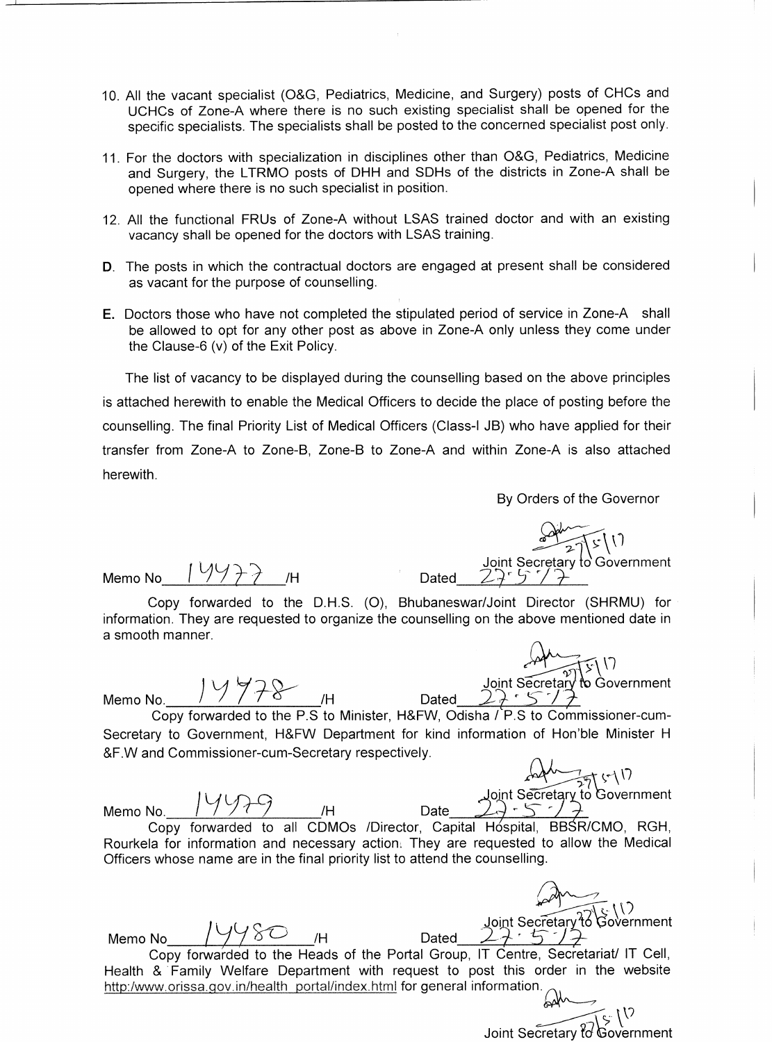10. All the vacant specialist (O&G, Pediatrics, Medicine, and Surgery) posts of CHCs and UCHCs of Zone-A where there is no such existing specialist shall be opened for the specific specialists. The specialists shall be posted to the concerned specialist post only.

11. For the doctors with specialization in disciplines other than O&G, Pediatrics, Medicine and Surgery, the LTRMO posts of DHH and SDHs of the districts in Zone-A shall be opened where there is no such specialist in position.

12. All the functional FRUs of Zone-A without LSAS trained doctor and with an existing vacancy shall be opened for the doctors with LSAS training.

**D.** The posts in which the contractual doctors are engaged at present shall be considered as vacant for the purpose of counselling.

**E.** Doctors those who have not completed the stipulated period of service in Zone-A shall be allowed to opt for any other post as above in Zone-A only unless they come under the Clause-6 (v) of the Exit Policy.

The list of vacancy to be displayed during the counselling based on the above principles is attached herewith to enable the Medical Officers to decide the place of posting before the counselling. The final Priority List of Medical Officers (Class-I JB) who have applied for their transfer from Zone-A to Zone-B, Zone-B to Zone-A and within Zone-A is also attached herewith.

By Orders of the Governor

27/5/17
Joint Secretary to Government

Memo No 14477 /H Dated 27.5.17

Copy forwarded to the D.H.S. (O), Bhubaneswar/Joint Director (SHRMU) for information. They are requested to organize the counselling on the above mentioned date in a smooth manner.

27/5/17
Joint Secretary to Government

Memo No. 14478 /H Dated 27.5.17

Copy forwarded to the P.S to Minister, H&FW, Odisha / P.S to Commissioner-cum-Secretary to Government, H&FW Department for kind information of Hon'ble Minister H &F.W and Commissioner-cum-Secretary respectively.

27/5/17
Joint Secretary to Government

Memo No. 14479 /H Date 27.5.17

Copy forwarded to all CDMOs /Director, Capital Hospital, BBSR/CMO, RGH, Rourkela for information and necessary action. They are requested to allow the Medical Officers whose name are in the final priority list to attend the counselling.

27/5/17
Joint Secretary to Government

Memo No 14480 /H Dated 27.5.17

Copy forwarded to the Heads of the Portal Group, IT Centre, Secretariat/ IT Cell, Health & Family Welfare Department with request to post this order in the website http:/www.orissa.gov.in/health portal/index.html for general information.

27/5/17
Joint Secretary to Government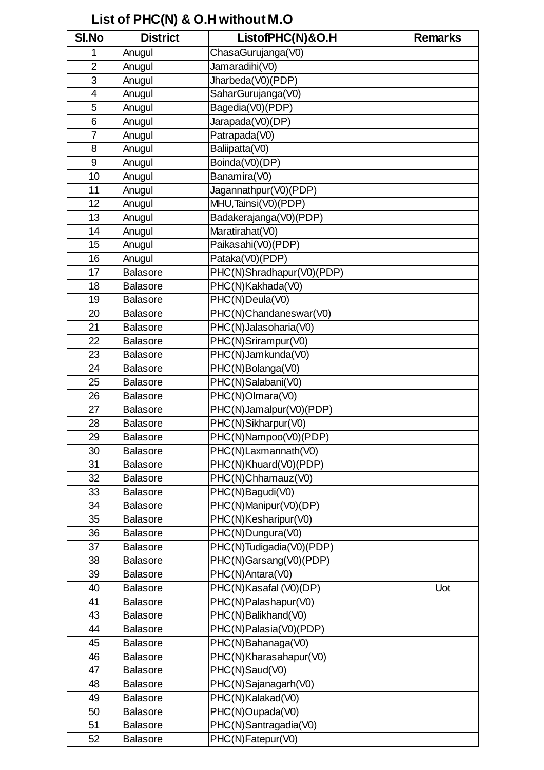## List of PHC(N) & O.H without M.O

| Sl.No | District | ListofPHC(N)&O.H | Remarks |
|---|---|---|---|
| 1 | Anugul | ChasaGurujanga(V0) | |
| 2 | Anugul | Jamaradihi(V0) | |
| 3 | Anugul | Jharbeda(V0)(PDP) | |
| 4 | Anugul | SaharGurujanga(V0) | |
| 5 | Anugul | Bagedia(V0)(PDP) | |
| 6 | Anugul | Jarapada(V0)(DP) | |
| 7 | Anugul | Patrapada(V0) | |
| 8 | Anugul | Baliipatta(V0) | |
| 9 | Anugul | Boinda(V0)(DP) | |
| 10 | Anugul | Banamira(V0) | |
| 11 | Anugul | Jagannathpur(V0)(PDP) | |
| 12 | Anugul | MHU,Tainsi(V0)(PDP) | |
| 13 | Anugul | Badakerajanga(V0)(PDP) | |
| 14 | Anugul | Maratirahat(V0) | |
| 15 | Anugul | Paikasahi(V0)(PDP) | |
| 16 | Anugul | Pataka(V0)(PDP) | |
| 17 | Balasore | PHC(N)Shradhapur(V0)(PDP) | |
| 18 | Balasore | PHC(N)Kakhada(V0) | |
| 19 | Balasore | PHC(N)Deula(V0) | |
| 20 | Balasore | PHC(N)Chandaneswar(V0) | |
| 21 | Balasore | PHC(N)Jalasoharia(V0) | |
| 22 | Balasore | PHC(N)Srirampur(V0) | |
| 23 | Balasore | PHC(N)Jamkunda(V0) | |
| 24 | Balasore | PHC(N)Bolanga(V0) | |
| 25 | Balasore | PHC(N)Salabani(V0) | |
| 26 | Balasore | PHC(N)Olmara(V0) | |
| 27 | Balasore | PHC(N)Jamalpur(V0)(PDP) | |
| 28 | Balasore | PHC(N)Sikharpur(V0) | |
| 29 | Balasore | PHC(N)Nampoo(V0)(PDP) | |
| 30 | Balasore | PHC(N)Laxmannath(V0) | |
| 31 | Balasore | PHC(N)Khuard(V0)(PDP) | |
| 32 | Balasore | PHC(N)Chhamauz(V0) | |
| 33 | Balasore | PHC(N)Bagudi(V0) | |
| 34 | Balasore | PHC(N)Manipur(V0)(DP) | |
| 35 | Balasore | PHC(N)Kesharipur(V0) | |
| 36 | Balasore | PHC(N)Dungura(V0) | |
| 37 | Balasore | PHC(N)Tudigadia(V0)(PDP) | |
| 38 | Balasore | PHC(N)Garsang(V0)(PDP) | |
| 39 | Balasore | PHC(N)Antara(V0) | |
| 40 | Balasore | PHC(N)Kasafal (V0)(DP) | Uot |
| 41 | Balasore | PHC(N)Palashapur(V0) | |
| 43 | Balasore | PHC(N)Balikhand(V0) | |
| 44 | Balasore | PHC(N)Palasia(V0)(PDP) | |
| 45 | Balasore | PHC(N)Bahanaga(V0) | |
| 46 | Balasore | PHC(N)Kharasahapur(V0) | |
| 47 | Balasore | PHC(N)Saud(V0) | |
| 48 | Balasore | PHC(N)Sajanagarh(V0) | |
| 49 | Balasore | PHC(N)Kalakad(V0) | |
| 50 | Balasore | PHC(N)Oupada(V0) | |
| 51 | Balasore | PHC(N)Santragadia(V0) | |
| 52 | Balasore | PHC(N)Fatepur(V0) | |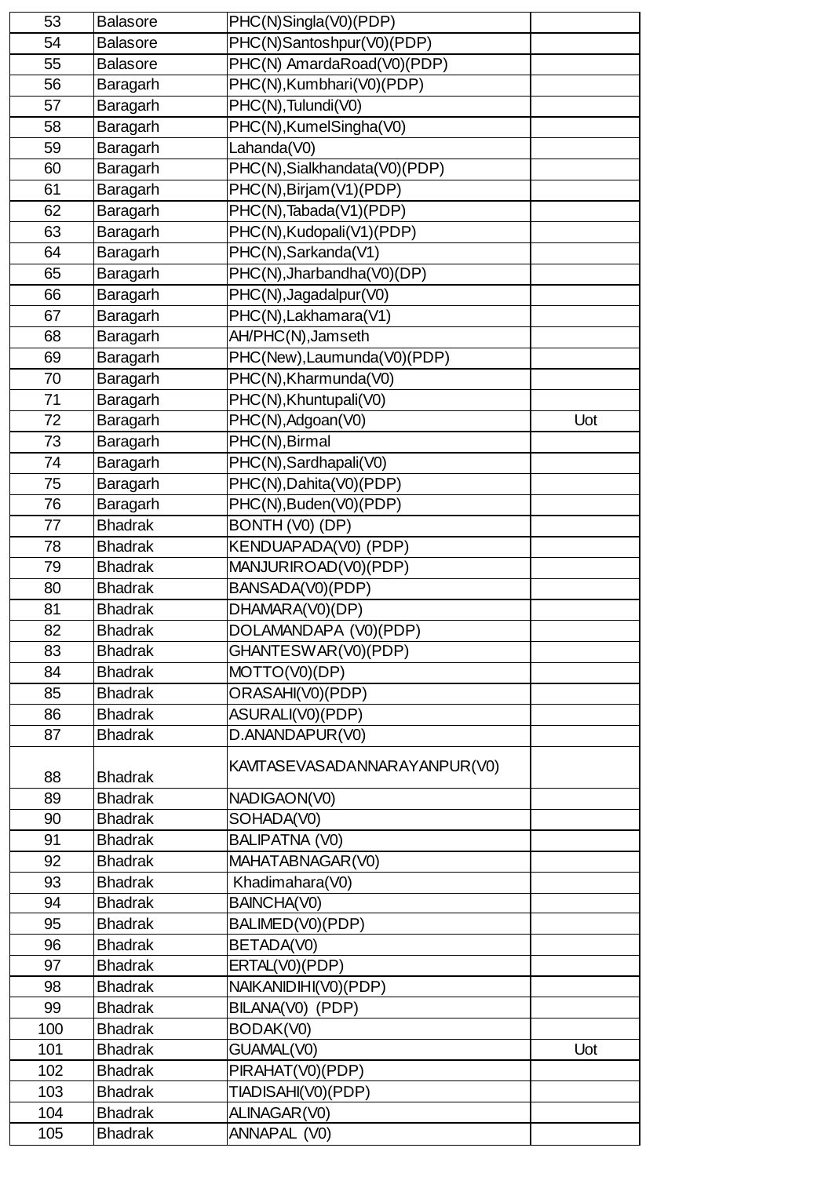| | | | |
|---|---|---|---|
| 53 | Balasore | PHC(N)Singla(V0)(PDP) | |
| 54 | Balasore | PHC(N)Santoshpur(V0)(PDP) | |
| 55 | Balasore | PHC(N) AmardaRoad(V0)(PDP) | |
| 56 | Baragarh | PHC(N),Kumbhari(V0)(PDP) | |
| 57 | Baragarh | PHC(N),Tulundi(V0) | |
| 58 | Baragarh | PHC(N),KumelSingha(V0) | |
| 59 | Baragarh | Lahanda(V0) | |
| 60 | Baragarh | PHC(N),Sialkhandata(V0)(PDP) | |
| 61 | Baragarh | PHC(N),Birjam(V1)(PDP) | |
| 62 | Baragarh | PHC(N),Tabada(V1)(PDP) | |
| 63 | Baragarh | PHC(N),Kudopali(V1)(PDP) | |
| 64 | Baragarh | PHC(N),Sarkanda(V1) | |
| 65 | Baragarh | PHC(N),Jharbandha(V0)(DP) | |
| 66 | Baragarh | PHC(N),Jagadalpur(V0) | |
| 67 | Baragarh | PHC(N),Lakhamara(V1) | |
| 68 | Baragarh | AH/PHC(N),Jamseth | |
| 69 | Baragarh | PHC(New),Laumunda(V0)(PDP) | |
| 70 | Baragarh | PHC(N),Kharmunda(V0) | |
| 71 | Baragarh | PHC(N),Khuntupali(V0) | |
| 72 | Baragarh | PHC(N),Adgoan(V0) | Uot |
| 73 | Baragarh | PHC(N),Birmal | |
| 74 | Baragarh | PHC(N),Sardhapali(V0) | |
| 75 | Baragarh | PHC(N),Dahita(V0)(PDP) | |
| 76 | Baragarh | PHC(N),Buden(V0)(PDP) | |
| 77 | Bhadrak | BONTH (V0) (DP) | |
| 78 | Bhadrak | KENDUAPADA(V0) (PDP) | |
| 79 | Bhadrak | MANJURIROAD(V0)(PDP) | |
| 80 | Bhadrak | BANSADA(V0)(PDP) | |
| 81 | Bhadrak | DHAMARA(V0)(DP) | |
| 82 | Bhadrak | DOLAMANDAPA (V0)(PDP) | |
| 83 | Bhadrak | GHANTESWAR(V0)(PDP) | |
| 84 | Bhadrak | MOTTO(V0)(DP) | |
| 85 | Bhadrak | ORASAHI(V0)(PDP) | |
| 86 | Bhadrak | ASURALI(V0)(PDP) | |
| 87 | Bhadrak | D.ANANDAPUR(V0) | |
| 88 | Bhadrak | KAVITASEVASADANNARAYANPUR(V0) | |
| 89 | Bhadrak | NADIGAON(V0) | |
| 90 | Bhadrak | SOHADA(V0) | |
| 91 | Bhadrak | BALIPATNA (V0) | |
| 92 | Bhadrak | MAHATABNAGAR(V0) | |
| 93 | Bhadrak | Khadimahara(V0) | |
| 94 | Bhadrak | BAINCHA(V0) | |
| 95 | Bhadrak | BALIMED(V0)(PDP) | |
| 96 | Bhadrak | BETADA(V0) | |
| 97 | Bhadrak | ERTAL(V0)(PDP) | |
| 98 | Bhadrak | NAIKANIDIHI(V0)(PDP) | |
| 99 | Bhadrak | BILANA(V0) (PDP) | |
| 100 | Bhadrak | BODAK(V0) | |
| 101 | Bhadrak | GUAMAL(V0) | Uot |
| 102 | Bhadrak | PIRAHAT(V0)(PDP) | |
| 103 | Bhadrak | TIADISAHI(V0)(PDP) | |
| 104 | Bhadrak | ALINAGAR(V0) | |
| 105 | Bhadrak | ANNAPAL (V0) | |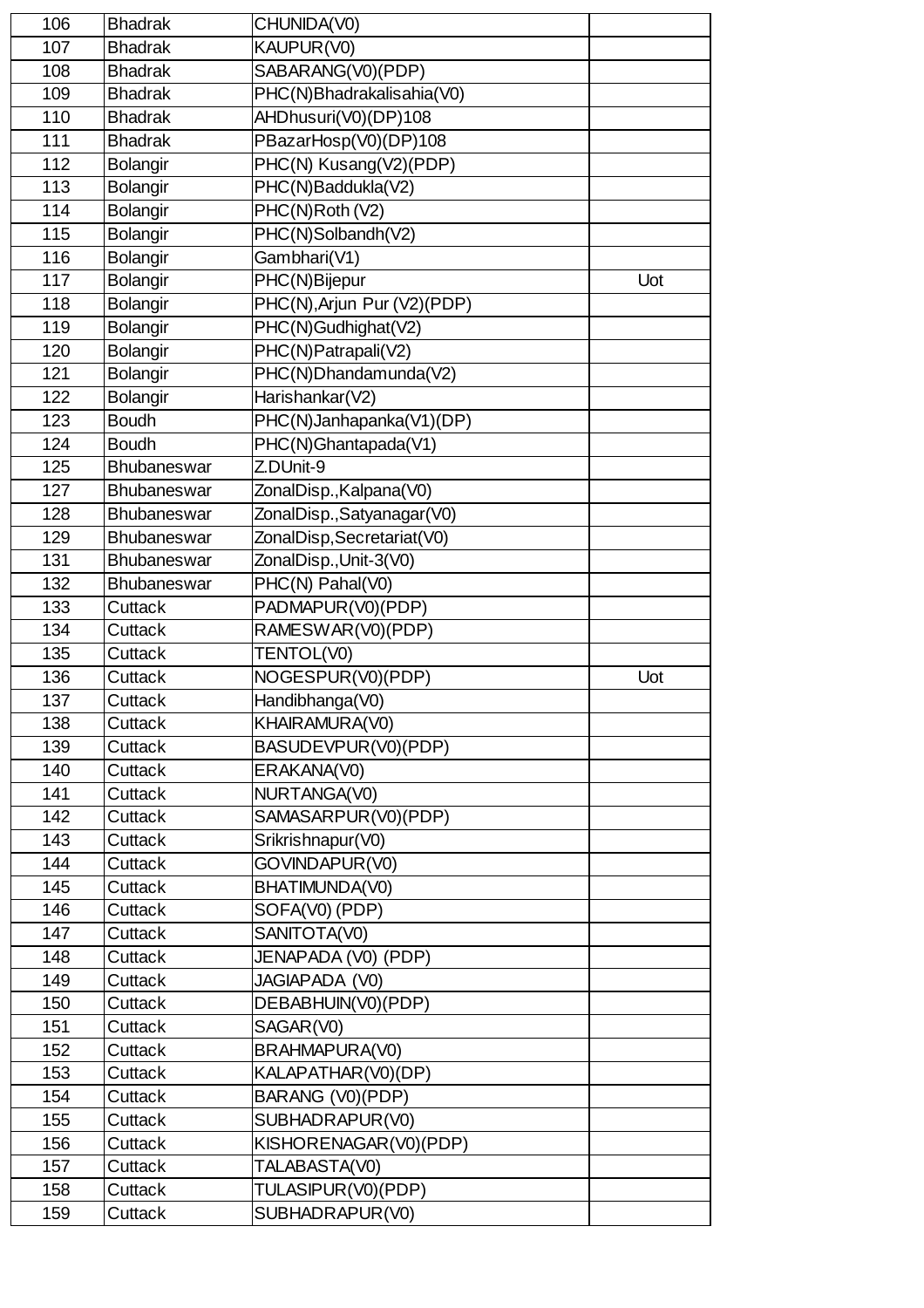| 106 | Bhadrak | CHUNIDA(V0) | |
|---|---|---|---|
| 107 | Bhadrak | KAUPUR(V0) | |
| 108 | Bhadrak | SABARANG(V0)(PDP) | |
| 109 | Bhadrak | PHC(N)Bhadrakalisahia(V0) | |
| 110 | Bhadrak | AHDhusuri(V0)(DP)108 | |
| 111 | Bhadrak | PBazarHosp(V0)(DP)108 | |
| 112 | Bolangir | PHC(N) Kusang(V2)(PDP) | |
| 113 | Bolangir | PHC(N)Baddukla(V2) | |
| 114 | Bolangir | PHC(N)Roth (V2) | |
| 115 | Bolangir | PHC(N)Solbandh(V2) | |
| 116 | Bolangir | Gambhari(V1) | |
| 117 | Bolangir | PHC(N)Bijepur | Uot |
| 118 | Bolangir | PHC(N),Arjun Pur (V2)(PDP) | |
| 119 | Bolangir | PHC(N)Gudhighat(V2) | |
| 120 | Bolangir | PHC(N)Patrapali(V2) | |
| 121 | Bolangir | PHC(N)Dhandamunda(V2) | |
| 122 | Bolangir | Harishankar(V2) | |
| 123 | Boudh | PHC(N)Janhapanka(V1)(DP) | |
| 124 | Boudh | PHC(N)Ghantapada(V1) | |
| 125 | Bhubaneswar | Z.DUnit-9 | |
| 127 | Bhubaneswar | ZonalDisp.,Kalpana(V0) | |
| 128 | Bhubaneswar | ZonalDisp.,Satyanagar(V0) | |
| 129 | Bhubaneswar | ZonalDisp,Secretariat(V0) | |
| 131 | Bhubaneswar | ZonalDisp.,Unit-3(V0) | |
| 132 | Bhubaneswar | PHC(N) Pahal(V0) | |
| 133 | Cuttack | PADMAPUR(V0)(PDP) | |
| 134 | Cuttack | RAMESWAR(V0)(PDP) | |
| 135 | Cuttack | TENTOL(V0) | |
| 136 | Cuttack | NOGESPUR(V0)(PDP) | Uot |
| 137 | Cuttack | Handibhanga(V0) | |
| 138 | Cuttack | KHAIRAMURA(V0) | |
| 139 | Cuttack | BASUDEVPUR(V0)(PDP) | |
| 140 | Cuttack | ERAKANA(V0) | |
| 141 | Cuttack | NURTANGA(V0) | |
| 142 | Cuttack | SAMASARPUR(V0)(PDP) | |
| 143 | Cuttack | Srikrishnapur(V0) | |
| 144 | Cuttack | GOVINDAPUR(V0) | |
| 145 | Cuttack | BHATIMUNDA(V0) | |
| 146 | Cuttack | SOFA(V0) (PDP) | |
| 147 | Cuttack | SANITOTA(V0) | |
| 148 | Cuttack | JENAPADA (V0) (PDP) | |
| 149 | Cuttack | JAGIAPADA (V0) | |
| 150 | Cuttack | DEBABHUIN(V0)(PDP) | |
| 151 | Cuttack | SAGAR(V0) | |
| 152 | Cuttack | BRAHMAPURA(V0) | |
| 153 | Cuttack | KALAPATHAR(V0)(DP) | |
| 154 | Cuttack | BARANG (V0)(PDP) | |
| 155 | Cuttack | SUBHADRAPUR(V0) | |
| 156 | Cuttack | KISHORENAGAR(V0)(PDP) | |
| 157 | Cuttack | TALABASTA(V0) | |
| 158 | Cuttack | TULASIPUR(V0)(PDP) | |
| 159 | Cuttack | SUBHADRAPUR(V0) | |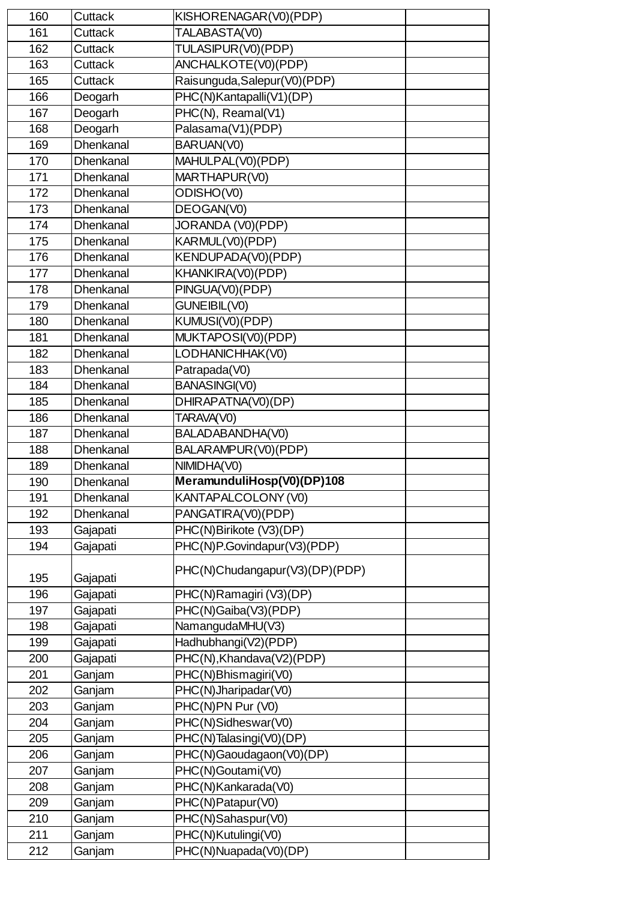| 160 | Cuttack | KISHORENAGAR(V0)(PDP) | |
|---|---|---|---|
| 161 | Cuttack | TALABASTA(V0) | |
| 162 | Cuttack | TULASIPUR(V0)(PDP) | |
| 163 | Cuttack | ANCHALKOTE(V0)(PDP) | |
| 165 | Cuttack | Raisunguda,Salepur(V0)(PDP) | |
| 166 | Deogarh | PHC(N)Kantapalli(V1)(DP) | |
| 167 | Deogarh | PHC(N), Reamal(V1) | |
| 168 | Deogarh | Palasama(V1)(PDP) | |
| 169 | Dhenkanal | BARUAN(V0) | |
| 170 | Dhenkanal | MAHULPAL(V0)(PDP) | |
| 171 | Dhenkanal | MARTHAPUR(V0) | |
| 172 | Dhenkanal | ODISHO(V0) | |
| 173 | Dhenkanal | DEOGAN(V0) | |
| 174 | Dhenkanal | JORANDA (V0)(PDP) | |
| 175 | Dhenkanal | KARMUL(V0)(PDP) | |
| 176 | Dhenkanal | KENDUPADA(V0)(PDP) | |
| 177 | Dhenkanal | KHANKIRA(V0)(PDP) | |
| 178 | Dhenkanal | PINGUA(V0)(PDP) | |
| 179 | Dhenkanal | GUNEIBIL(V0) | |
| 180 | Dhenkanal | KUMUSI(V0)(PDP) | |
| 181 | Dhenkanal | MUKTAPOSI(V0)(PDP) | |
| 182 | Dhenkanal | LODHANICHHAK(V0) | |
| 183 | Dhenkanal | Patrapada(V0) | |
| 184 | Dhenkanal | BANASINGI(V0) | |
| 185 | Dhenkanal | DHIRAPATNA(V0)(DP) | |
| 186 | Dhenkanal | TARAVA(V0) | |
| 187 | Dhenkanal | BALADABANDHA(V0) | |
| 188 | Dhenkanal | BALARAMPUR(V0)(PDP) | |
| 189 | Dhenkanal | NIMIDHA(V0) | |
| 190 | Dhenkanal | **MeramunduliHosp(V0)(DP)108** | |
| 191 | Dhenkanal | KANTAPALCOLONY (V0) | |
| 192 | Dhenkanal | PANGATIRA(V0)(PDP) | |
| 193 | Gajapati | PHC(N)Birikote (V3)(DP) | |
| 194 | Gajapati | PHC(N)P.Govindapur(V3)(PDP) | |
| 195 | Gajapati | PHC(N)Chudangapur(V3)(DP)(PDP) | |
| 196 | Gajapati | PHC(N)Ramagiri (V3)(DP) | |
| 197 | Gajapati | PHC(N)Gaiba(V3)(PDP) | |
| 198 | Gajapati | NamangudaMHU(V3) | |
| 199 | Gajapati | Hadhubhangi(V2)(PDP) | |
| 200 | Gajapati | PHC(N),Khandava(V2)(PDP) | |
| 201 | Ganjam | PHC(N)Bhismagiri(V0) | |
| 202 | Ganjam | PHC(N)Jharipadar(V0) | |
| 203 | Ganjam | PHC(N)PN Pur (V0) | |
| 204 | Ganjam | PHC(N)Sidheswar(V0) | |
| 205 | Ganjam | PHC(N)Talasingi(V0)(DP) | |
| 206 | Ganjam | PHC(N)Gaoudagaon(V0)(DP) | |
| 207 | Ganjam | PHC(N)Goutami(V0) | |
| 208 | Ganjam | PHC(N)Kankarada(V0) | |
| 209 | Ganjam | PHC(N)Patapur(V0) | |
| 210 | Ganjam | PHC(N)Sahaspur(V0) | |
| 211 | Ganjam | PHC(N)Kutulingi(V0) | |
| 212 | Ganjam | PHC(N)Nuapada(V0)(DP) | |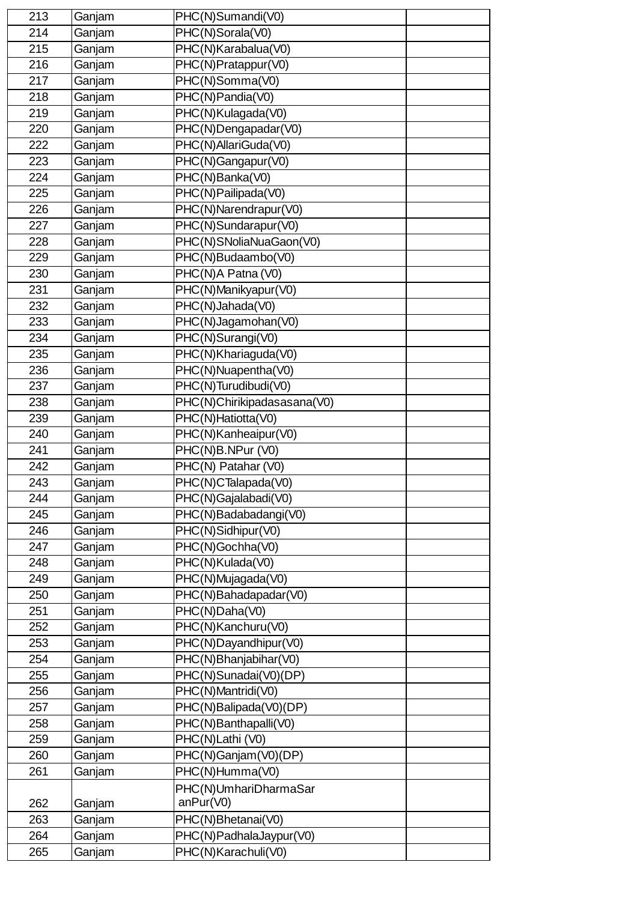| 213 | Ganjam | PHC(N)Sumandi(V0) | |
|---|---|---|---|
| 214 | Ganjam | PHC(N)Sorala(V0) | |
| 215 | Ganjam | PHC(N)Karabalua(V0) | |
| 216 | Ganjam | PHC(N)Pratappur(V0) | |
| 217 | Ganjam | PHC(N)Somma(V0) | |
| 218 | Ganjam | PHC(N)Pandia(V0) | |
| 219 | Ganjam | PHC(N)Kulagada(V0) | |
| 220 | Ganjam | PHC(N)Dengapadar(V0) | |
| 222 | Ganjam | PHC(N)AllariGuda(V0) | |
| 223 | Ganjam | PHC(N)Gangapur(V0) | |
| 224 | Ganjam | PHC(N)Banka(V0) | |
| 225 | Ganjam | PHC(N)Pailipada(V0) | |
| 226 | Ganjam | PHC(N)Narendrapur(V0) | |
| 227 | Ganjam | PHC(N)Sundarapur(V0) | |
| 228 | Ganjam | PHC(N)SNoliaNuaGaon(V0) | |
| 229 | Ganjam | PHC(N)Budaambo(V0) | |
| 230 | Ganjam | PHC(N)A Patna (V0) | |
| 231 | Ganjam | PHC(N)Manikyapur(V0) | |
| 232 | Ganjam | PHC(N)Jahada(V0) | |
| 233 | Ganjam | PHC(N)Jagamohan(V0) | |
| 234 | Ganjam | PHC(N)Surangi(V0) | |
| 235 | Ganjam | PHC(N)Khariaguda(V0) | |
| 236 | Ganjam | PHC(N)Nuapentha(V0) | |
| 237 | Ganjam | PHC(N)Turudibudi(V0) | |
| 238 | Ganjam | PHC(N)Chirikipadasasana(V0) | |
| 239 | Ganjam | PHC(N)Hatiotta(V0) | |
| 240 | Ganjam | PHC(N)Kanheaipur(V0) | |
| 241 | Ganjam | PHC(N)B.NPur (V0) | |
| 242 | Ganjam | PHC(N) Patahar (V0) | |
| 243 | Ganjam | PHC(N)CTalapada(V0) | |
| 244 | Ganjam | PHC(N)Gajalabadi(V0) | |
| 245 | Ganjam | PHC(N)Badabadangi(V0) | |
| 246 | Ganjam | PHC(N)Sidhipur(V0) | |
| 247 | Ganjam | PHC(N)Gochha(V0) | |
| 248 | Ganjam | PHC(N)Kulada(V0) | |
| 249 | Ganjam | PHC(N)Mujagada(V0) | |
| 250 | Ganjam | PHC(N)Bahadapadar(V0) | |
| 251 | Ganjam | PHC(N)Daha(V0) | |
| 252 | Ganjam | PHC(N)Kanchuru(V0) | |
| 253 | Ganjam | PHC(N)Dayandhipur(V0) | |
| 254 | Ganjam | PHC(N)Bhanjabihar(V0) | |
| 255 | Ganjam | PHC(N)Sunadai(V0)(DP) | |
| 256 | Ganjam | PHC(N)Mantridi(V0) | |
| 257 | Ganjam | PHC(N)Balipada(V0)(DP) | |
| 258 | Ganjam | PHC(N)Banthapalli(V0) | |
| 259 | Ganjam | PHC(N)Lathi (V0) | |
| 260 | Ganjam | PHC(N)Ganjam(V0)(DP) | |
| 261 | Ganjam | PHC(N)Humma(V0) | |
| 262 | Ganjam | PHC(N)UmhariDharmaSar anPur(V0) | |
| 263 | Ganjam | PHC(N)Bhetanai(V0) | |
| 264 | Ganjam | PHC(N)PadhalaJaypur(V0) | |
| 265 | Ganjam | PHC(N)Karachuli(V0) | |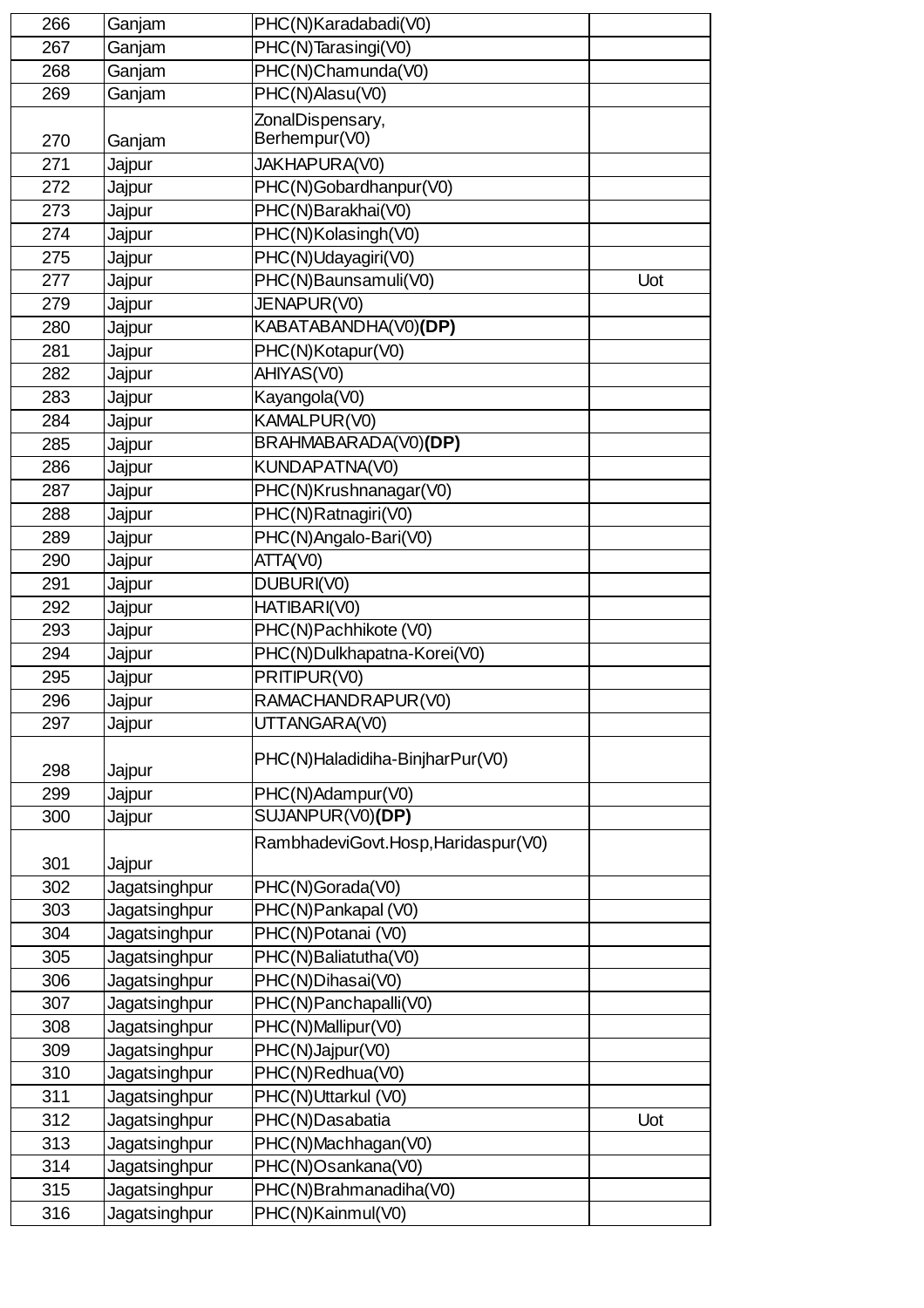| | | | |
|---|---|---|---|
| 266 | Ganjam | PHC(N)Karadabadi(V0) | |
| 267 | Ganjam | PHC(N)Tarasingi(V0) | |
| 268 | Ganjam | PHC(N)Chamunda(V0) | |
| 269 | Ganjam | PHC(N)Alasu(V0) | |
| 270 | Ganjam | ZonalDispensary, Berhempur(V0) | |
| 271 | Jajpur | JAKHAPURA(V0) | |
| 272 | Jajpur | PHC(N)Gobardhanpur(V0) | |
| 273 | Jajpur | PHC(N)Barakhai(V0) | |
| 274 | Jajpur | PHC(N)Kolasingh(V0) | |
| 275 | Jajpur | PHC(N)Udayagiri(V0) | |
| 277 | Jajpur | PHC(N)Baunsamuli(V0) | Uot |
| 279 | Jajpur | JENAPUR(V0) | |
| 280 | Jajpur | KABATABANDHA(V0)**(DP)** | |
| 281 | Jajpur | PHC(N)Kotapur(V0) | |
| 282 | Jajpur | AHIYAS(V0) | |
| 283 | Jajpur | Kayangola(V0) | |
| 284 | Jajpur | KAMALPUR(V0) | |
| 285 | Jajpur | BRAHMABARADA(V0)**(DP)** | |
| 286 | Jajpur | KUNDAPATNA(V0) | |
| 287 | Jajpur | PHC(N)Krushnanagar(V0) | |
| 288 | Jajpur | PHC(N)Ratnagiri(V0) | |
| 289 | Jajpur | PHC(N)Angalo-Bari(V0) | |
| 290 | Jajpur | ATTA(V0) | |
| 291 | Jajpur | DUBURI(V0) | |
| 292 | Jajpur | HATIBARI(V0) | |
| 293 | Jajpur | PHC(N)Pachhikote (V0) | |
| 294 | Jajpur | PHC(N)Dulkhapatna-Korei(V0) | |
| 295 | Jajpur | PRITIPUR(V0) | |
| 296 | Jajpur | RAMACHANDRAPUR(V0) | |
| 297 | Jajpur | UTTANGARA(V0) | |
| 298 | Jajpur | PHC(N)Haladidiha-BinjharPur(V0) | |
| 299 | Jajpur | PHC(N)Adampur(V0) | |
| 300 | Jajpur | SUJANPUR(V0)**(DP)** | |
| 301 | Jajpur | RambhadeviGovt.Hosp,Haridaspur(V0) | |
| 302 | Jagatsinghpur | PHC(N)Gorada(V0) | |
| 303 | Jagatsinghpur | PHC(N)Pankapal (V0) | |
| 304 | Jagatsinghpur | PHC(N)Potanai (V0) | |
| 305 | Jagatsinghpur | PHC(N)Baliatutha(V0) | |
| 306 | Jagatsinghpur | PHC(N)Dihasai(V0) | |
| 307 | Jagatsinghpur | PHC(N)Panchapalli(V0) | |
| 308 | Jagatsinghpur | PHC(N)Mallipur(V0) | |
| 309 | Jagatsinghpur | PHC(N)Jajpur(V0) | |
| 310 | Jagatsinghpur | PHC(N)Redhua(V0) | |
| 311 | Jagatsinghpur | PHC(N)Uttarkul (V0) | |
| 312 | Jagatsinghpur | PHC(N)Dasabatia | Uot |
| 313 | Jagatsinghpur | PHC(N)Machhagan(V0) | |
| 314 | Jagatsinghpur | PHC(N)Osankana(V0) | |
| 315 | Jagatsinghpur | PHC(N)Brahmanadiha(V0) | |
| 316 | Jagatsinghpur | PHC(N)Kainmul(V0) | |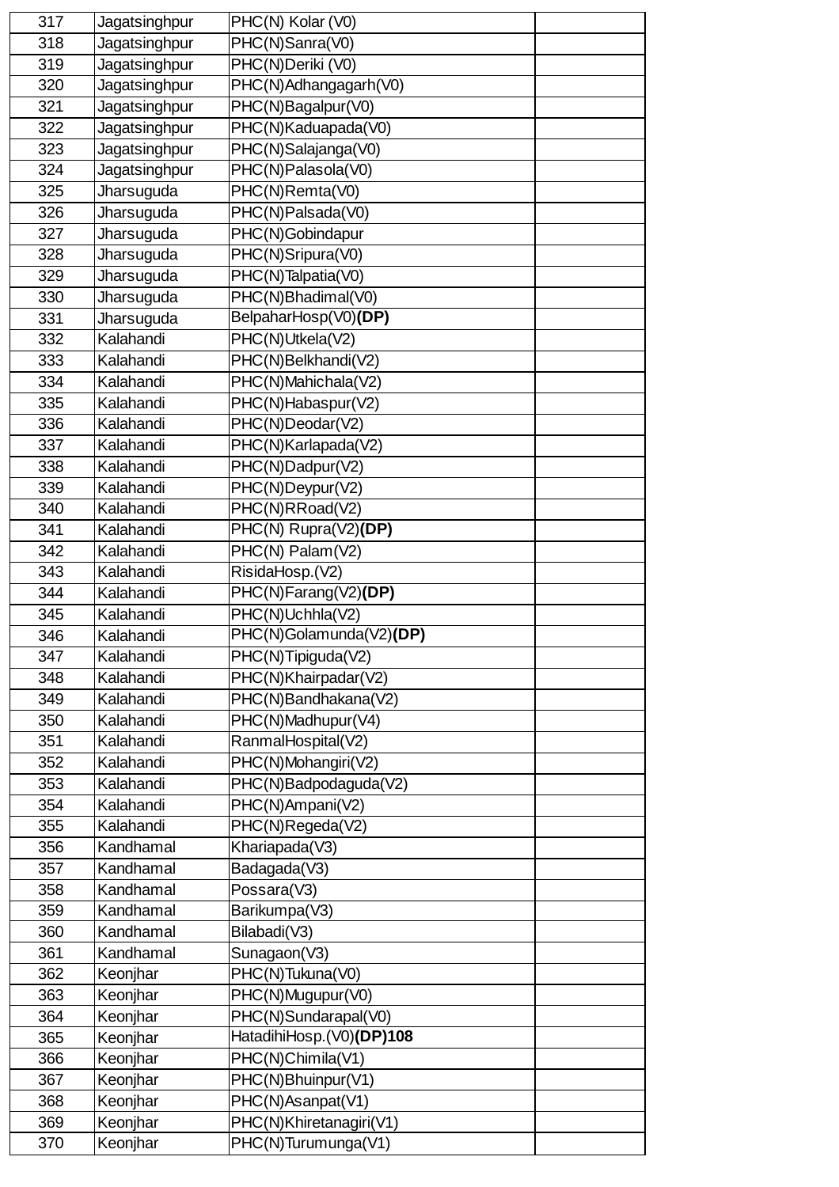| | | | |
|---|---|---|---|
| 317 | Jagatsinghpur | PHC(N) Kolar (V0) | |
| 318 | Jagatsinghpur | PHC(N)Sanra(V0) | |
| 319 | Jagatsinghpur | PHC(N)Deriki (V0) | |
| 320 | Jagatsinghpur | PHC(N)Adhangagarh(V0) | |
| 321 | Jagatsinghpur | PHC(N)Bagalpur(V0) | |
| 322 | Jagatsinghpur | PHC(N)Kaduapada(V0) | |
| 323 | Jagatsinghpur | PHC(N)Salajanga(V0) | |
| 324 | Jagatsinghpur | PHC(N)Palasola(V0) | |
| 325 | Jharsuguda | PHC(N)Remta(V0) | |
| 326 | Jharsuguda | PHC(N)Palsada(V0) | |
| 327 | Jharsuguda | PHC(N)Gobindapur | |
| 328 | Jharsuguda | PHC(N)Sripura(V0) | |
| 329 | Jharsuguda | PHC(N)Talpatia(V0) | |
| 330 | Jharsuguda | PHC(N)Bhadimal(V0) | |
| 331 | Jharsuguda | BelpaharHosp(V0)**(DP)** | |
| 332 | Kalahandi | PHC(N)Utkela(V2) | |
| 333 | Kalahandi | PHC(N)Belkhandi(V2) | |
| 334 | Kalahandi | PHC(N)Mahichala(V2) | |
| 335 | Kalahandi | PHC(N)Habaspur(V2) | |
| 336 | Kalahandi | PHC(N)Deodar(V2) | |
| 337 | Kalahandi | PHC(N)Karlapada(V2) | |
| 338 | Kalahandi | PHC(N)Dadpur(V2) | |
| 339 | Kalahandi | PHC(N)Deypur(V2) | |
| 340 | Kalahandi | PHC(N)RRoad(V2) | |
| 341 | Kalahandi | PHC(N) Rupra(V2)**(DP)** | |
| 342 | Kalahandi | PHC(N) Palam(V2) | |
| 343 | Kalahandi | RisidaHosp.(V2) | |
| 344 | Kalahandi | PHC(N)Farang(V2)**(DP)** | |
| 345 | Kalahandi | PHC(N)Uchhla(V2) | |
| 346 | Kalahandi | PHC(N)Golamunda(V2)**(DP)** | |
| 347 | Kalahandi | PHC(N)Tipiguda(V2) | |
| 348 | Kalahandi | PHC(N)Khairpadar(V2) | |
| 349 | Kalahandi | PHC(N)Bandhakana(V2) | |
| 350 | Kalahandi | PHC(N)Madhupur(V4) | |
| 351 | Kalahandi | RanmalHospital(V2) | |
| 352 | Kalahandi | PHC(N)Mohangiri(V2) | |
| 353 | Kalahandi | PHC(N)Badpodaguda(V2) | |
| 354 | Kalahandi | PHC(N)Ampani(V2) | |
| 355 | Kalahandi | PHC(N)Regeda(V2) | |
| 356 | Kandhamal | Khariapada(V3) | |
| 357 | Kandhamal | Badagada(V3) | |
| 358 | Kandhamal | Possara(V3) | |
| 359 | Kandhamal | Barikumpa(V3) | |
| 360 | Kandhamal | Bilabadi(V3) | |
| 361 | Kandhamal | Sunagaon(V3) | |
| 362 | Keonjhar | PHC(N)Tukuna(V0) | |
| 363 | Keonjhar | PHC(N)Mugupur(V0) | |
| 364 | Keonjhar | PHC(N)Sundarapal(V0) | |
| 365 | Keonjhar | HatadihiHosp.(V0)**(DP)108** | |
| 366 | Keonjhar | PHC(N)Chimila(V1) | |
| 367 | Keonjhar | PHC(N)Bhuinpur(V1) | |
| 368 | Keonjhar | PHC(N)Asanpat(V1) | |
| 369 | Keonjhar | PHC(N)Khiretanagiri(V1) | |
| 370 | Keonjhar | PHC(N)Turumunga(V1) | |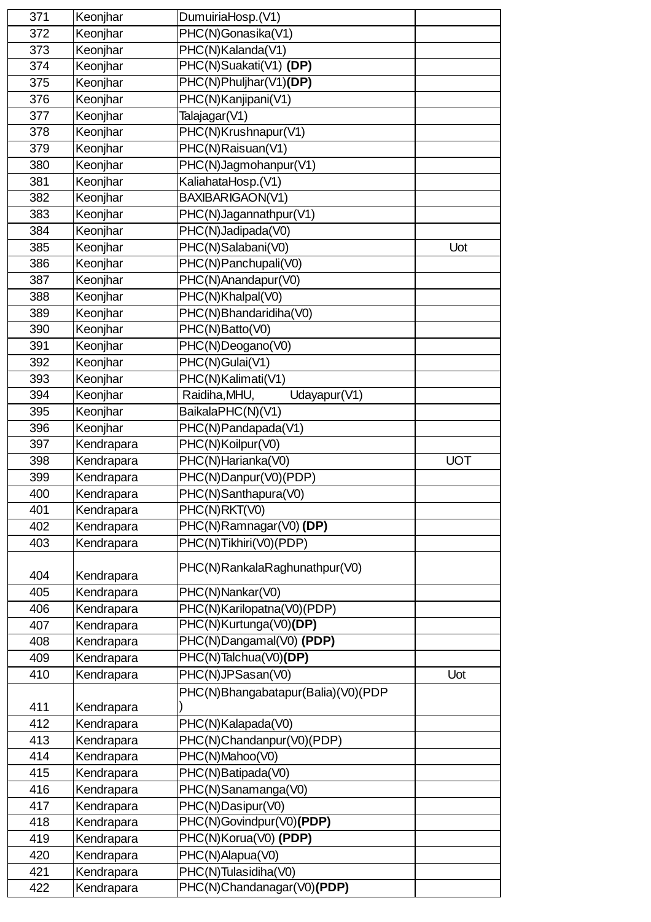| 371 | Keonjhar | DumuiriaHosp.(V1) | |
|---|---|---|---|
| 372 | Keonjhar | PHC(N)Gonasika(V1) | |
| 373 | Keonjhar | PHC(N)Kalanda(V1) | |
| 374 | Keonjhar | PHC(N)Suakati(V1) **(DP)** | |
| 375 | Keonjhar | PHC(N)Phuljhar(V1)**(DP)** | |
| 376 | Keonjhar | PHC(N)Kanjipani(V1) | |
| 377 | Keonjhar | Talajagar(V1) | |
| 378 | Keonjhar | PHC(N)Krushnapur(V1) | |
| 379 | Keonjhar | PHC(N)Raisuan(V1) | |
| 380 | Keonjhar | PHC(N)Jagmohanpur(V1) | |
| 381 | Keonjhar | KaliahataHosp.(V1) | |
| 382 | Keonjhar | BAXIBARIGAON(V1) | |
| 383 | Keonjhar | PHC(N)Jagannathpur(V1) | |
| 384 | Keonjhar | PHC(N)Jadipada(V0) | |
| 385 | Keonjhar | PHC(N)Salabani(V0) | Uot |
| 386 | Keonjhar | PHC(N)Panchupali(V0) | |
| 387 | Keonjhar | PHC(N)Anandapur(V0) | |
| 388 | Keonjhar | PHC(N)Khalpal(V0) | |
| 389 | Keonjhar | PHC(N)Bhandaridiha(V0) | |
| 390 | Keonjhar | PHC(N)Batto(V0) | |
| 391 | Keonjhar | PHC(N)Deogano(V0) | |
| 392 | Keonjhar | PHC(N)Gulai(V1) | |
| 393 | Keonjhar | PHC(N)Kalimati(V1) | |
| 394 | Keonjhar | Raidiha,MHU, Udayapur(V1) | |
| 395 | Keonjhar | BaikalaPHC(N)(V1) | |
| 396 | Keonjhar | PHC(N)Pandapada(V1) | |
| 397 | Kendrapara | PHC(N)Koilpur(V0) | |
| 398 | Kendrapara | PHC(N)Harianka(V0) | UOT |
| 399 | Kendrapara | PHC(N)Danpur(V0)(PDP) | |
| 400 | Kendrapara | PHC(N)Santhapura(V0) | |
| 401 | Kendrapara | PHC(N)RKT(V0) | |
| 402 | Kendrapara | PHC(N)Ramnagar(V0) **(DP)** | |
| 403 | Kendrapara | PHC(N)Tikhiri(V0)(PDP) | |
| 404 | Kendrapara | PHC(N)RankalaRaghunathpur(V0) | |
| 405 | Kendrapara | PHC(N)Nankar(V0) | |
| 406 | Kendrapara | PHC(N)Karilopatna(V0)(PDP) | |
| 407 | Kendrapara | PHC(N)Kurtunga(V0)**(DP)** | |
| 408 | Kendrapara | PHC(N)Dangamal(V0) **(PDP)** | |
| 409 | Kendrapara | PHC(N)Talchua(V0)**(DP)** | |
| 410 | Kendrapara | PHC(N)JPSasan(V0) | Uot |
| 411 | Kendrapara | PHC(N)Bhangabatapur(Balia)(V0)(PDP) | |
| 412 | Kendrapara | PHC(N)Kalapada(V0) | |
| 413 | Kendrapara | PHC(N)Chandanpur(V0)(PDP) | |
| 414 | Kendrapara | PHC(N)Mahoo(V0) | |
| 415 | Kendrapara | PHC(N)Batipada(V0) | |
| 416 | Kendrapara | PHC(N)Sanamanga(V0) | |
| 417 | Kendrapara | PHC(N)Dasipur(V0) | |
| 418 | Kendrapara | PHC(N)Govindpur(V0)**(PDP)** | |
| 419 | Kendrapara | PHC(N)Korua(V0) **(PDP)** | |
| 420 | Kendrapara | PHC(N)Alapua(V0) | |
| 421 | Kendrapara | PHC(N)Tulasidiha(V0) | |
| 422 | Kendrapara | PHC(N)Chandanagar(V0)**(PDP)** | |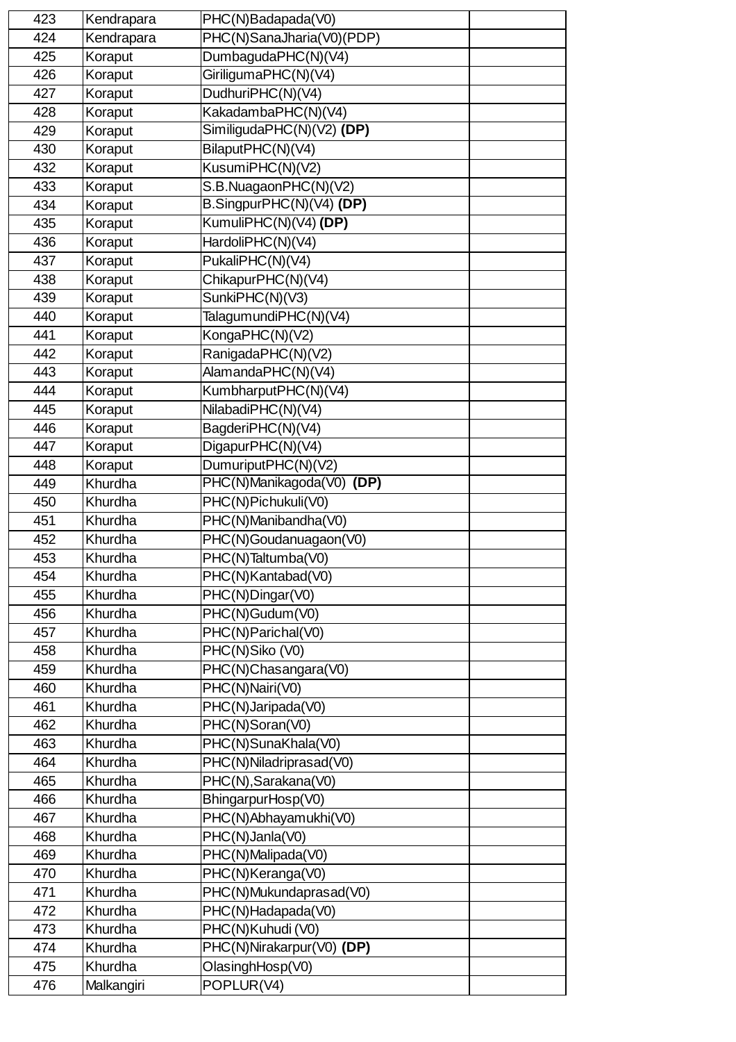| 423 | Kendrapara | PHC(N)Badapada(V0) | |
|---|---|---|---|
| 424 | Kendrapara | PHC(N)SanaJharia(V0)(PDP) | |
| 425 | Koraput | DumbagudaPHC(N)(V4) | |
| 426 | Koraput | GiriligumaPHC(N)(V4) | |
| 427 | Koraput | DudhuriPHC(N)(V4) | |
| 428 | Koraput | KakadambaPHC(N)(V4) | |
| 429 | Koraput | SimiligudaPHC(N)(V2) **(DP)** | |
| 430 | Koraput | BilaputPHC(N)(V4) | |
| 432 | Koraput | KusumiPHC(N)(V2) | |
| 433 | Koraput | S.B.NuagaonPHC(N)(V2) | |
| 434 | Koraput | B.SingpurPHC(N)(V4) **(DP)** | |
| 435 | Koraput | KumuliPHC(N)(V4) **(DP)** | |
| 436 | Koraput | HardoliPHC(N)(V4) | |
| 437 | Koraput | PukaliPHC(N)(V4) | |
| 438 | Koraput | ChikapurPHC(N)(V4) | |
| 439 | Koraput | SunkiPHC(N)(V3) | |
| 440 | Koraput | TalagumundiPHC(N)(V4) | |
| 441 | Koraput | KongaPHC(N)(V2) | |
| 442 | Koraput | RanigadaPHC(N)(V2) | |
| 443 | Koraput | AlamandaPHC(N)(V4) | |
| 444 | Koraput | KumbharputPHC(N)(V4) | |
| 445 | Koraput | NilabadiPHC(N)(V4) | |
| 446 | Koraput | BagderiPHC(N)(V4) | |
| 447 | Koraput | DigapurPHC(N)(V4) | |
| 448 | Koraput | DumuriputPHC(N)(V2) | |
| 449 | Khurdha | PHC(N)Manikagoda(V0) **(DP)** | |
| 450 | Khurdha | PHC(N)Pichukuli(V0) | |
| 451 | Khurdha | PHC(N)Manibandha(V0) | |
| 452 | Khurdha | PHC(N)Goudanuagaon(V0) | |
| 453 | Khurdha | PHC(N)Taltumba(V0) | |
| 454 | Khurdha | PHC(N)Kantabad(V0) | |
| 455 | Khurdha | PHC(N)Dingar(V0) | |
| 456 | Khurdha | PHC(N)Gudum(V0) | |
| 457 | Khurdha | PHC(N)Parichal(V0) | |
| 458 | Khurdha | PHC(N)Siko (V0) | |
| 459 | Khurdha | PHC(N)Chasangara(V0) | |
| 460 | Khurdha | PHC(N)Nairi(V0) | |
| 461 | Khurdha | PHC(N)Jaripada(V0) | |
| 462 | Khurdha | PHC(N)Soran(V0) | |
| 463 | Khurdha | PHC(N)SunaKhala(V0) | |
| 464 | Khurdha | PHC(N)Niladriprasad(V0) | |
| 465 | Khurdha | PHC(N),Sarakana(V0) | |
| 466 | Khurdha | BhingarpurHosp(V0) | |
| 467 | Khurdha | PHC(N)Abhayamukhi(V0) | |
| 468 | Khurdha | PHC(N)Janla(V0) | |
| 469 | Khurdha | PHC(N)Malipada(V0) | |
| 470 | Khurdha | PHC(N)Keranga(V0) | |
| 471 | Khurdha | PHC(N)Mukundaprasad(V0) | |
| 472 | Khurdha | PHC(N)Hadapada(V0) | |
| 473 | Khurdha | PHC(N)Kuhudi (V0) | |
| 474 | Khurdha | PHC(N)Nirakarpur(V0) **(DP)** | |
| 475 | Khurdha | OlasinghHosp(V0) | |
| 476 | Malkangiri | POPLUR(V4) | |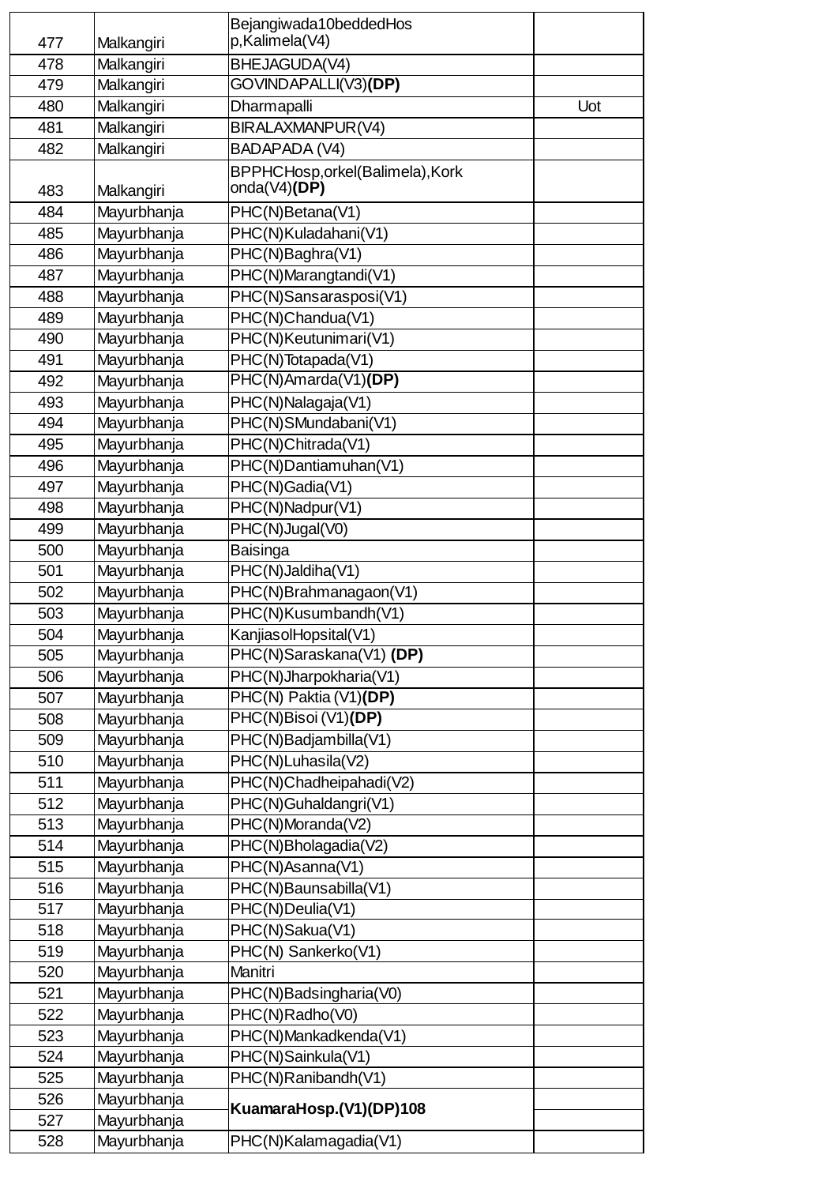| 477 | Malkangiri | Bejangiwada10beddedHosp,Kalimela(V4) | |
|---|---|---|---|
| 478 | Malkangiri | BHEJAGUDA(V4) | |
| 479 | Malkangiri | GOVINDAPALLI(V3)**(DP)** | |
| 480 | Malkangiri | Dharmapalli | Uot |
| 481 | Malkangiri | BIRALAXMANPUR(V4) | |
| 482 | Malkangiri | BADAPADA (V4) | |
| 483 | Malkangiri | BPPHCHosp,orkel(Balimela),Korkonda(V4)**(DP)** | |
| 484 | Mayurbhanja | PHC(N)Betana(V1) | |
| 485 | Mayurbhanja | PHC(N)Kuladahani(V1) | |
| 486 | Mayurbhanja | PHC(N)Baghra(V1) | |
| 487 | Mayurbhanja | PHC(N)Marangtandi(V1) | |
| 488 | Mayurbhanja | PHC(N)Sansarasposi(V1) | |
| 489 | Mayurbhanja | PHC(N)Chandua(V1) | |
| 490 | Mayurbhanja | PHC(N)Keutunimari(V1) | |
| 491 | Mayurbhanja | PHC(N)Totapada(V1) | |
| 492 | Mayurbhanja | PHC(N)Amarda(V1)**(DP)** | |
| 493 | Mayurbhanja | PHC(N)Nalagaja(V1) | |
| 494 | Mayurbhanja | PHC(N)SMundabani(V1) | |
| 495 | Mayurbhanja | PHC(N)Chitrada(V1) | |
| 496 | Mayurbhanja | PHC(N)Dantiamuhan(V1) | |
| 497 | Mayurbhanja | PHC(N)Gadia(V1) | |
| 498 | Mayurbhanja | PHC(N)Nadpur(V1) | |
| 499 | Mayurbhanja | PHC(N)Jugal(V0) | |
| 500 | Mayurbhanja | Baisinga | |
| 501 | Mayurbhanja | PHC(N)Jaldiha(V1) | |
| 502 | Mayurbhanja | PHC(N)Brahmanagaon(V1) | |
| 503 | Mayurbhanja | PHC(N)Kusumbandh(V1) | |
| 504 | Mayurbhanja | KanjiasolHopsital(V1) | |
| 505 | Mayurbhanja | PHC(N)Saraskana(V1) **(DP)** | |
| 506 | Mayurbhanja | PHC(N)Jharpokharia(V1) | |
| 507 | Mayurbhanja | PHC(N) Paktia (V1)**(DP)** | |
| 508 | Mayurbhanja | PHC(N)Bisoi (V1)**(DP)** | |
| 509 | Mayurbhanja | PHC(N)Badjambilla(V1) | |
| 510 | Mayurbhanja | PHC(N)Luhasila(V2) | |
| 511 | Mayurbhanja | PHC(N)Chadheipahadi(V2) | |
| 512 | Mayurbhanja | PHC(N)Guhaldangri(V1) | |
| 513 | Mayurbhanja | PHC(N)Moranda(V2) | |
| 514 | Mayurbhanja | PHC(N)Bholagadia(V2) | |
| 515 | Mayurbhanja | PHC(N)Asanna(V1) | |
| 516 | Mayurbhanja | PHC(N)Baunsabilla(V1) | |
| 517 | Mayurbhanja | PHC(N)Deulia(V1) | |
| 518 | Mayurbhanja | PHC(N)Sakua(V1) | |
| 519 | Mayurbhanja | PHC(N) Sankerko(V1) | |
| 520 | Mayurbhanja | Manitri | |
| 521 | Mayurbhanja | PHC(N)Badsingharia(V0) | |
| 522 | Mayurbhanja | PHC(N)Radho(V0) | |
| 523 | Mayurbhanja | PHC(N)Mankadkenda(V1) | |
| 524 | Mayurbhanja | PHC(N)Sainkula(V1) | |
| 525 | Mayurbhanja | PHC(N)Ranibandh(V1) | |
| 526 | Mayurbhanja | **KuamaraHosp.(V1)(DP)108** | |
| 527 | Mayurbhanja | | |
| 528 | Mayurbhanja | PHC(N)Kalamagadia(V1) | |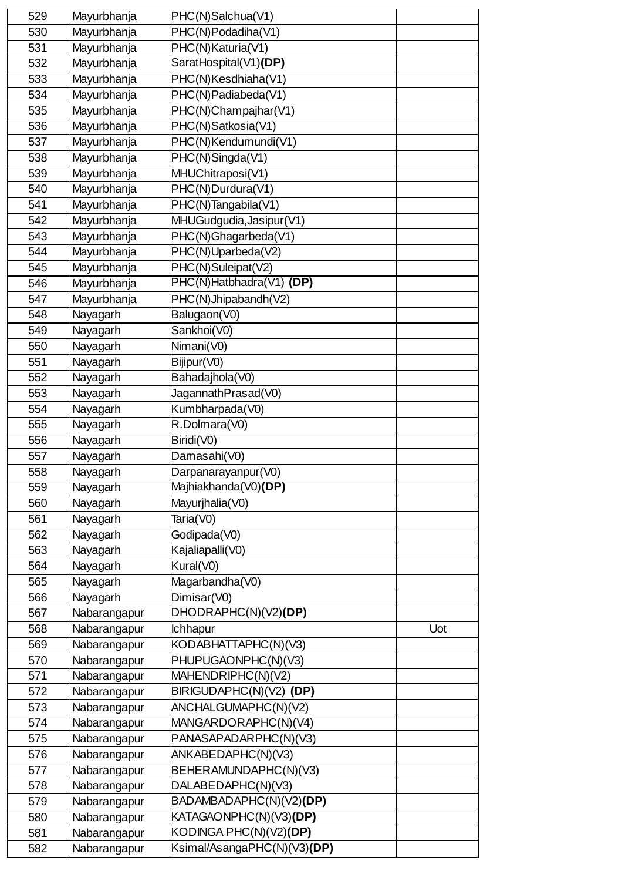| 529 | Mayurbhanja | PHC(N)Salchua(V1) | |
|---|---|---|---|
| 530 | Mayurbhanja | PHC(N)Podadiha(V1) | |
| 531 | Mayurbhanja | PHC(N)Katuria(V1) | |
| 532 | Mayurbhanja | SaratHospital(V1)**(DP)** | |
| 533 | Mayurbhanja | PHC(N)Kesdhiaha(V1) | |
| 534 | Mayurbhanja | PHC(N)Padiabeda(V1) | |
| 535 | Mayurbhanja | PHC(N)Champajhar(V1) | |
| 536 | Mayurbhanja | PHC(N)Satkosia(V1) | |
| 537 | Mayurbhanja | PHC(N)Kendumundi(V1) | |
| 538 | Mayurbhanja | PHC(N)Singda(V1) | |
| 539 | Mayurbhanja | MHUChitraposi(V1) | |
| 540 | Mayurbhanja | PHC(N)Durdura(V1) | |
| 541 | Mayurbhanja | PHC(N)Tangabila(V1) | |
| 542 | Mayurbhanja | MHUGudgudia,Jasipur(V1) | |
| 543 | Mayurbhanja | PHC(N)Ghagarbeda(V1) | |
| 544 | Mayurbhanja | PHC(N)Uparbeda(V2) | |
| 545 | Mayurbhanja | PHC(N)Suleipat(V2) | |
| 546 | Mayurbhanja | PHC(N)Hatbhadra(V1) **(DP)** | |
| 547 | Mayurbhanja | PHC(N)Jhipabandh(V2) | |
| 548 | Nayagarh | Balugaon(V0) | |
| 549 | Nayagarh | Sankhoi(V0) | |
| 550 | Nayagarh | Nimani(V0) | |
| 551 | Nayagarh | Bijipur(V0) | |
| 552 | Nayagarh | Bahadajhola(V0) | |
| 553 | Nayagarh | JagannathPrasad(V0) | |
| 554 | Nayagarh | Kumbharpada(V0) | |
| 555 | Nayagarh | R.Dolmara(V0) | |
| 556 | Nayagarh | Biridi(V0) | |
| 557 | Nayagarh | Damasahi(V0) | |
| 558 | Nayagarh | Darpanarayanpur(V0) | |
| 559 | Nayagarh | Majhiakhanda(V0)**(DP)** | |
| 560 | Nayagarh | Mayurjhalia(V0) | |
| 561 | Nayagarh | Taria(V0) | |
| 562 | Nayagarh | Godipada(V0) | |
| 563 | Nayagarh | Kajaliapalli(V0) | |
| 564 | Nayagarh | Kural(V0) | |
| 565 | Nayagarh | Magarbandha(V0) | |
| 566 | Nayagarh | Dimisar(V0) | |
| 567 | Nabarangapur | DHODRAPHC(N)(V2)**(DP)** | |
| 568 | Nabarangapur | Ichhapur | Uot |
| 569 | Nabarangapur | KODABHATTAPHC(N)(V3) | |
| 570 | Nabarangapur | PHUPUGAONPHC(N)(V3) | |
| 571 | Nabarangapur | MAHENDRIPHC(N)(V2) | |
| 572 | Nabarangapur | BIRIGUDAPHC(N)(V2) **(DP)** | |
| 573 | Nabarangapur | ANCHALGUMAPHC(N)(V2) | |
| 574 | Nabarangapur | MANGARDORAPHC(N)(V4) | |
| 575 | Nabarangapur | PANASAPADARPHC(N)(V3) | |
| 576 | Nabarangapur | ANKABEDAPHC(N)(V3) | |
| 577 | Nabarangapur | BEHERAMUNDAPHC(N)(V3) | |
| 578 | Nabarangapur | DALABEDAPHC(N)(V3) | |
| 579 | Nabarangapur | BADAMBADAPHC(N)(V2)**(DP)** | |
| 580 | Nabarangapur | KATAGAONPHC(N)(V3)**(DP)** | |
| 581 | Nabarangapur | KODINGA PHC(N)(V2)**(DP)** | |
| 582 | Nabarangapur | Ksimal/AsangaPHC(N)(V3)**(DP)** | |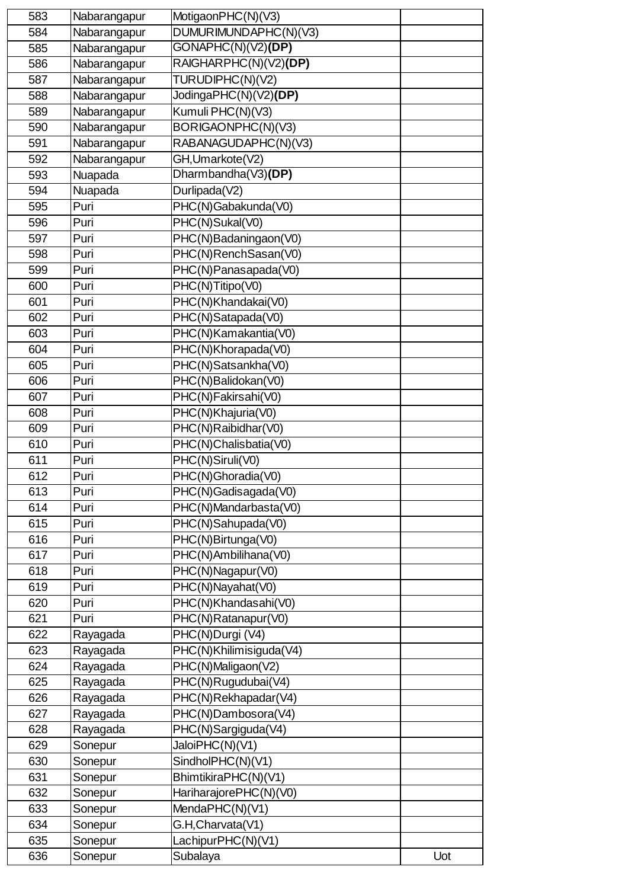| | | | |
|---|---|---|---|
| 583 | Nabarangapur | MotigaonPHC(N)(V3) | |
| 584 | Nabarangapur | DUMURIMUNDAPHC(N)(V3) | |
| 585 | Nabarangapur | GONAPHC(N)(V2)**(DP)** | |
| 586 | Nabarangapur | RAIGHARPHC(N)(V2)**(DP)** | |
| 587 | Nabarangapur | TURUDIPHC(N)(V2) | |
| 588 | Nabarangapur | JodingaPHC(N)(V2)**(DP)** | |
| 589 | Nabarangapur | Kumuli PHC(N)(V3) | |
| 590 | Nabarangapur | BORIGAONPHC(N)(V3) | |
| 591 | Nabarangapur | RABANAGUDAPHC(N)(V3) | |
| 592 | Nabarangapur | GH,Umarkote(V2) | |
| 593 | Nuapada | Dharmbandha(V3)**(DP)** | |
| 594 | Nuapada | Durlipada(V2) | |
| 595 | Puri | PHC(N)Gabakunda(V0) | |
| 596 | Puri | PHC(N)Sukal(V0) | |
| 597 | Puri | PHC(N)Badaningaon(V0) | |
| 598 | Puri | PHC(N)RenchSasan(V0) | |
| 599 | Puri | PHC(N)Panasapada(V0) | |
| 600 | Puri | PHC(N)Titipo(V0) | |
| 601 | Puri | PHC(N)Khandakai(V0) | |
| 602 | Puri | PHC(N)Satapada(V0) | |
| 603 | Puri | PHC(N)Kamakantia(V0) | |
| 604 | Puri | PHC(N)Khorapada(V0) | |
| 605 | Puri | PHC(N)Satsankha(V0) | |
| 606 | Puri | PHC(N)Balidokan(V0) | |
| 607 | Puri | PHC(N)Fakirsahi(V0) | |
| 608 | Puri | PHC(N)Khajuria(V0) | |
| 609 | Puri | PHC(N)Raibidhar(V0) | |
| 610 | Puri | PHC(N)Chalisbatia(V0) | |
| 611 | Puri | PHC(N)Siruli(V0) | |
| 612 | Puri | PHC(N)Ghoradia(V0) | |
| 613 | Puri | PHC(N)Gadisagada(V0) | |
| 614 | Puri | PHC(N)Mandarbasta(V0) | |
| 615 | Puri | PHC(N)Sahupada(V0) | |
| 616 | Puri | PHC(N)Birtunga(V0) | |
| 617 | Puri | PHC(N)Ambilihana(V0) | |
| 618 | Puri | PHC(N)Nagapur(V0) | |
| 619 | Puri | PHC(N)Nayahat(V0) | |
| 620 | Puri | PHC(N)Khandasahi(V0) | |
| 621 | Puri | PHC(N)Ratanapur(V0) | |
| 622 | Rayagada | PHC(N)Durgi (V4) | |
| 623 | Rayagada | PHC(N)Khilimisiguda(V4) | |
| 624 | Rayagada | PHC(N)Maligaon(V2) | |
| 625 | Rayagada | PHC(N)Rugudubai(V4) | |
| 626 | Rayagada | PHC(N)Rekhapadar(V4) | |
| 627 | Rayagada | PHC(N)Dambosora(V4) | |
| 628 | Rayagada | PHC(N)Sargiguda(V4) | |
| 629 | Sonepur | JaloiPHC(N)(V1) | |
| 630 | Sonepur | SindholPHC(N)(V1) | |
| 631 | Sonepur | BhimtikiraPHC(N)(V1) | |
| 632 | Sonepur | HariharajorePHC(N)(V0) | |
| 633 | Sonepur | MendaPHC(N)(V1) | |
| 634 | Sonepur | G.H,Charvata(V1) | |
| 635 | Sonepur | LachipurPHC(N)(V1) | |
| 636 | Sonepur | Subalaya | Uot |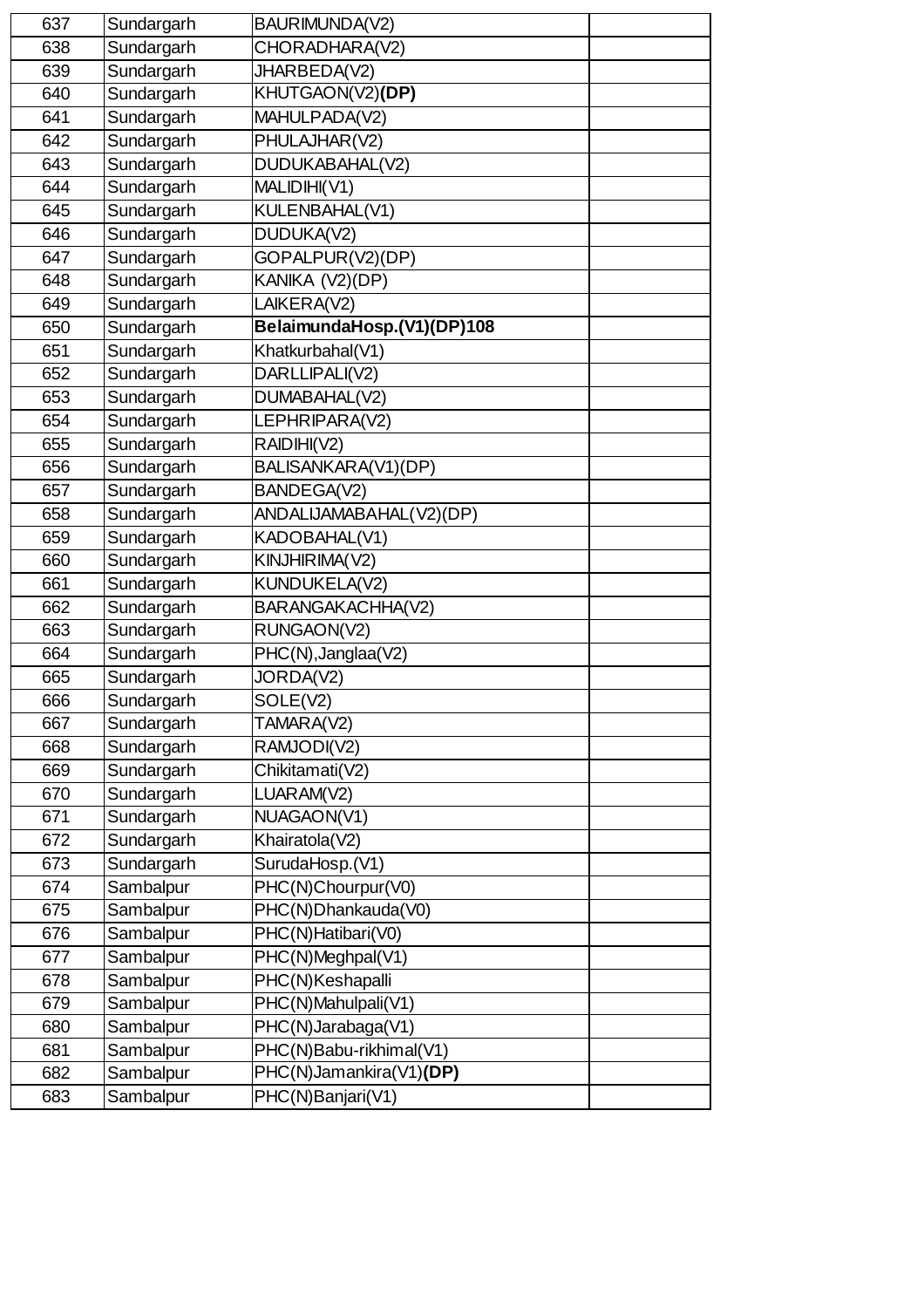| 637 | Sundargarh | BAURIMUNDA(V2) | |
|---|---|---|---|
| 638 | Sundargarh | CHORADHARA(V2) | |
| 639 | Sundargarh | JHARBEDA(V2) | |
| 640 | Sundargarh | KHUTGAON(V2)**(DP)** | |
| 641 | Sundargarh | MAHULPADA(V2) | |
| 642 | Sundargarh | PHULAJHAR(V2) | |
| 643 | Sundargarh | DUDUKABAHAL(V2) | |
| 644 | Sundargarh | MALIDIHI(V1) | |
| 645 | Sundargarh | KULENBAHAL(V1) | |
| 646 | Sundargarh | DUDUKA(V2) | |
| 647 | Sundargarh | GOPALPUR(V2)(DP) | |
| 648 | Sundargarh | KANIKA (V2)(DP) | |
| 649 | Sundargarh | LAIKERA(V2) | |
| 650 | Sundargarh | **BelaimundaHosp.(V1)(DP)108** | |
| 651 | Sundargarh | Khatkurbahal(V1) | |
| 652 | Sundargarh | DARLLIPALI(V2) | |
| 653 | Sundargarh | DUMABAHAL(V2) | |
| 654 | Sundargarh | LEPHRIPARA(V2) | |
| 655 | Sundargarh | RAIDIHI(V2) | |
| 656 | Sundargarh | BALISANKARA(V1)(DP) | |
| 657 | Sundargarh | BANDEGA(V2) | |
| 658 | Sundargarh | ANDALIJAMABAHAL(V2)(DP) | |
| 659 | Sundargarh | KADOBAHAL(V1) | |
| 660 | Sundargarh | KINJHIRIMA(V2) | |
| 661 | Sundargarh | KUNDUKELA(V2) | |
| 662 | Sundargarh | BARANGAKACHHA(V2) | |
| 663 | Sundargarh | RUNGAON(V2) | |
| 664 | Sundargarh | PHC(N),Janglaa(V2) | |
| 665 | Sundargarh | JORDA(V2) | |
| 666 | Sundargarh | SOLE(V2) | |
| 667 | Sundargarh | TAMARA(V2) | |
| 668 | Sundargarh | RAMJODI(V2) | |
| 669 | Sundargarh | Chikitamati(V2) | |
| 670 | Sundargarh | LUARAM(V2) | |
| 671 | Sundargarh | NUAGAON(V1) | |
| 672 | Sundargarh | Khairatola(V2) | |
| 673 | Sundargarh | SurudaHosp.(V1) | |
| 674 | Sambalpur | PHC(N)Chourpur(V0) | |
| 675 | Sambalpur | PHC(N)Dhankauda(V0) | |
| 676 | Sambalpur | PHC(N)Hatibari(V0) | |
| 677 | Sambalpur | PHC(N)Meghpal(V1) | |
| 678 | Sambalpur | PHC(N)Keshapalli | |
| 679 | Sambalpur | PHC(N)Mahulpali(V1) | |
| 680 | Sambalpur | PHC(N)Jarabaga(V1) | |
| 681 | Sambalpur | PHC(N)Babu-rikhimal(V1) | |
| 682 | Sambalpur | PHC(N)Jamankira(V1)**(DP)** | |
| 683 | Sambalpur | PHC(N)Banjari(V1) | |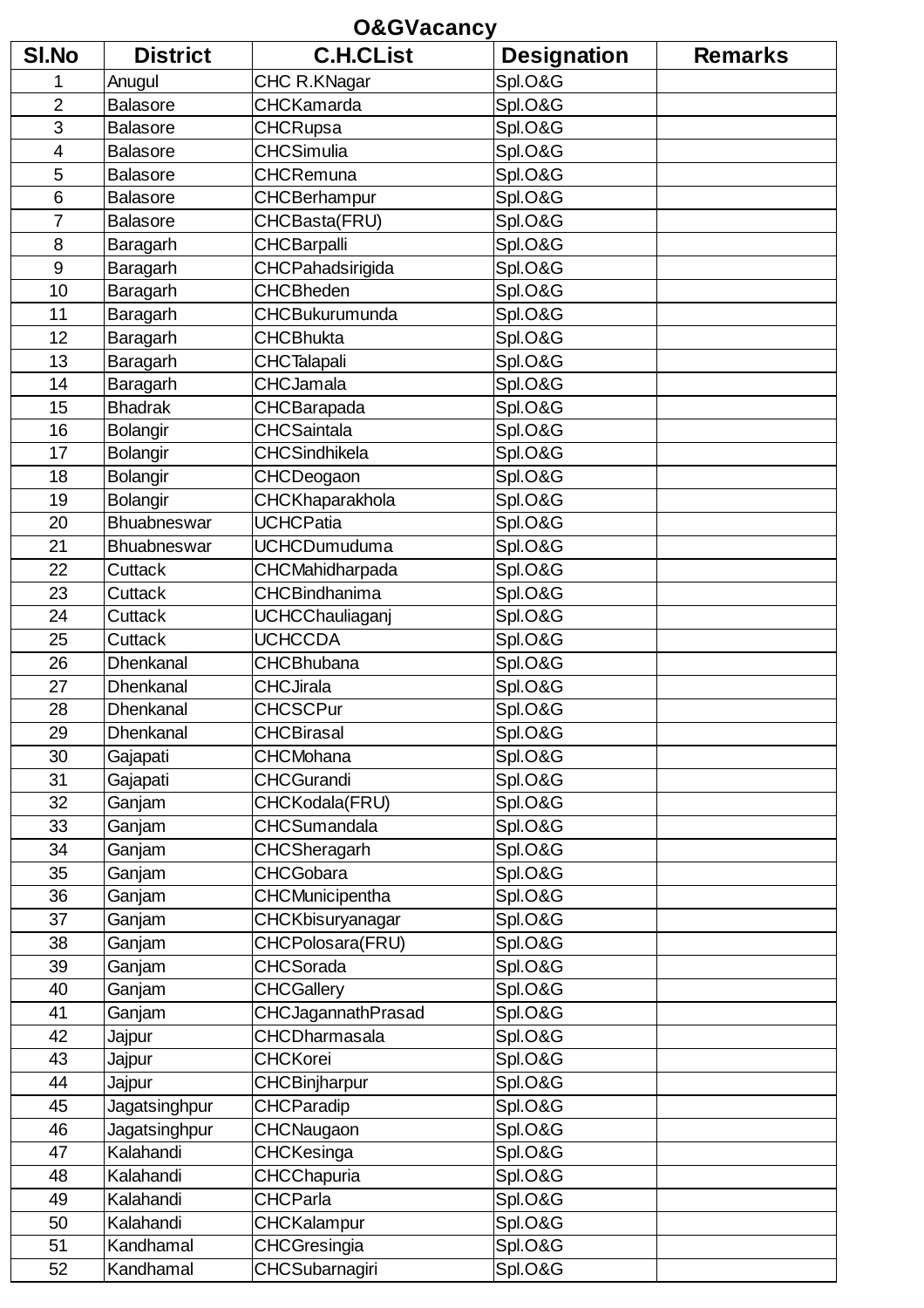# O&GVacancy

| Sl.No | District | C.H.CList | Designation | Remarks |
|---|---|---|---|---|
| 1 | Anugul | CHC R.KNagar | Spl.O&G | |
| 2 | Balasore | CHCKamarda | Spl.O&G | |
| 3 | Balasore | CHCRupsa | Spl.O&G | |
| 4 | Balasore | CHCSimulia | Spl.O&G | |
| 5 | Balasore | CHCRemuna | Spl.O&G | |
| 6 | Balasore | CHCBerhampur | Spl.O&G | |
| 7 | Balasore | CHCBasta(FRU) | Spl.O&G | |
| 8 | Baragarh | CHCBarpalli | Spl.O&G | |
| 9 | Baragarh | CHCPahadsirigida | Spl.O&G | |
| 10 | Baragarh | CHCBheden | Spl.O&G | |
| 11 | Baragarh | CHCBukurumunda | Spl.O&G | |
| 12 | Baragarh | CHCBhukta | Spl.O&G | |
| 13 | Baragarh | CHCTalapali | Spl.O&G | |
| 14 | Baragarh | CHCJamala | Spl.O&G | |
| 15 | Bhadrak | CHCBarapada | Spl.O&G | |
| 16 | Bolangir | CHCSaintala | Spl.O&G | |
| 17 | Bolangir | CHCSindhikela | Spl.O&G | |
| 18 | Bolangir | CHCDeogaon | Spl.O&G | |
| 19 | Bolangir | CHCKhaparakhola | Spl.O&G | |
| 20 | Bhuabneswar | UCHCPatia | Spl.O&G | |
| 21 | Bhuabneswar | UCHCDumuduma | Spl.O&G | |
| 22 | Cuttack | CHCMahidharpada | Spl.O&G | |
| 23 | Cuttack | CHCBindhanima | Spl.O&G | |
| 24 | Cuttack | UCHCChauliaganj | Spl.O&G | |
| 25 | Cuttack | UCHCCDA | Spl.O&G | |
| 26 | Dhenkanal | CHCBhubana | Spl.O&G | |
| 27 | Dhenkanal | CHCJirala | Spl.O&G | |
| 28 | Dhenkanal | CHCSCPur | Spl.O&G | |
| 29 | Dhenkanal | CHCBirasal | Spl.O&G | |
| 30 | Gajapati | CHCMohana | Spl.O&G | |
| 31 | Gajapati | CHCGurandi | Spl.O&G | |
| 32 | Ganjam | CHCKodala(FRU) | Spl.O&G | |
| 33 | Ganjam | CHCSumandala | Spl.O&G | |
| 34 | Ganjam | CHCSheragarh | Spl.O&G | |
| 35 | Ganjam | CHCGobara | Spl.O&G | |
| 36 | Ganjam | CHCMunicipentha | Spl.O&G | |
| 37 | Ganjam | CHCKbisuryanagar | Spl.O&G | |
| 38 | Ganjam | CHCPolosara(FRU) | Spl.O&G | |
| 39 | Ganjam | CHCSorada | Spl.O&G | |
| 40 | Ganjam | CHCGallery | Spl.O&G | |
| 41 | Ganjam | CHCJagannathPrasad | Spl.O&G | |
| 42 | Jajpur | CHCDharmasala | Spl.O&G | |
| 43 | Jajpur | CHCKorei | Spl.O&G | |
| 44 | Jajpur | CHCBinjharpur | Spl.O&G | |
| 45 | Jagatsinghpur | CHCParadip | Spl.O&G | |
| 46 | Jagatsinghpur | CHCNaugaon | Spl.O&G | |
| 47 | Kalahandi | CHCKesinga | Spl.O&G | |
| 48 | Kalahandi | CHCChapuria | Spl.O&G | |
| 49 | Kalahandi | CHCParla | Spl.O&G | |
| 50 | Kalahandi | CHCKalampur | Spl.O&G | |
| 51 | Kandhamal | CHCGresingia | Spl.O&G | |
| 52 | Kandhamal | CHCSubarnagiri | Spl.O&G | |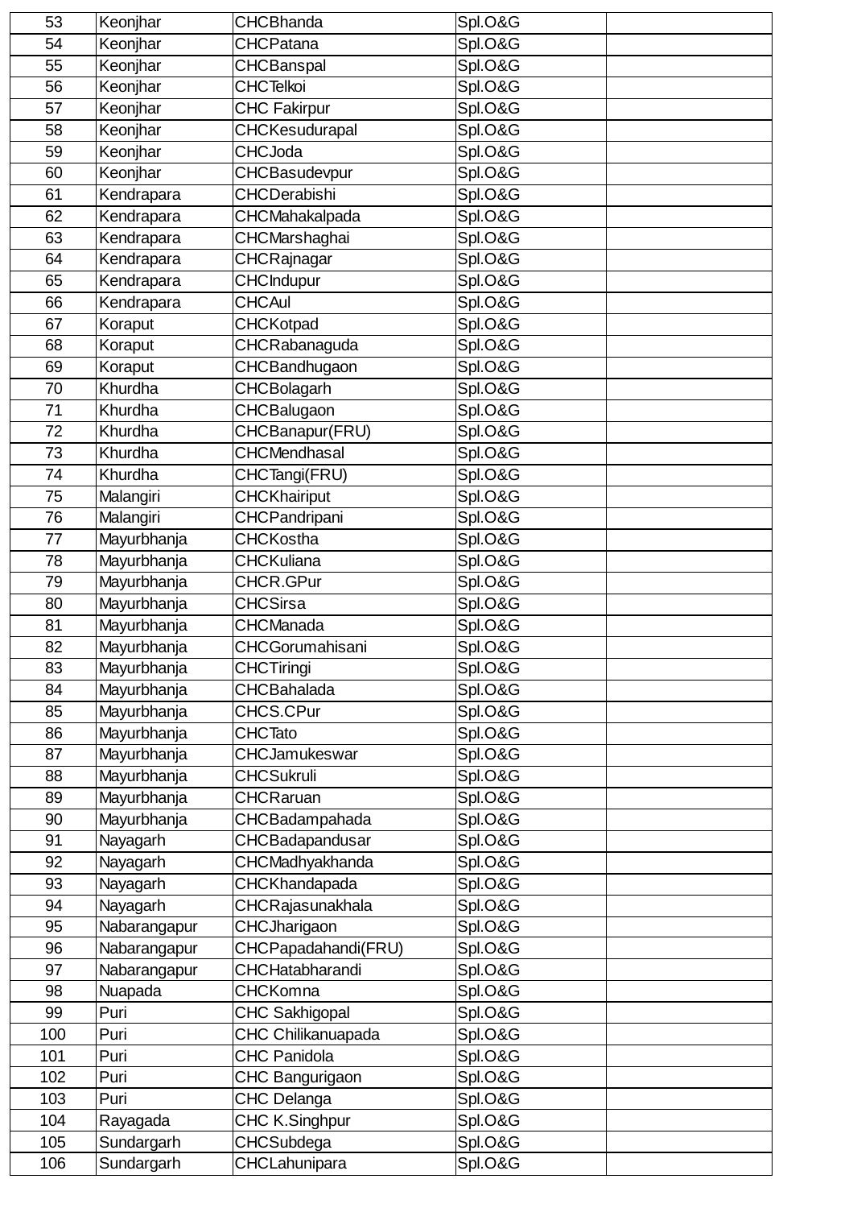| 53 | Keonjhar | CHCBhanda | Spl.O&G | |
|---|---|---|---|---|
| 54 | Keonjhar | CHCPatana | Spl.O&G | |
| 55 | Keonjhar | CHCBanspal | Spl.O&G | |
| 56 | Keonjhar | CHCTelkoi | Spl.O&G | |
| 57 | Keonjhar | CHC Fakirpur | Spl.O&G | |
| 58 | Keonjhar | CHCKesudurapal | Spl.O&G | |
| 59 | Keonjhar | CHCJoda | Spl.O&G | |
| 60 | Keonjhar | CHCBasudevpur | Spl.O&G | |
| 61 | Kendrapara | CHCDerabishi | Spl.O&G | |
| 62 | Kendrapara | CHCMahakalpada | Spl.O&G | |
| 63 | Kendrapara | CHCMarshaghai | Spl.O&G | |
| 64 | Kendrapara | CHCRajnagar | Spl.O&G | |
| 65 | Kendrapara | CHCIndupur | Spl.O&G | |
| 66 | Kendrapara | CHCAul | Spl.O&G | |
| 67 | Koraput | CHCKotpad | Spl.O&G | |
| 68 | Koraput | CHCRabanaguda | Spl.O&G | |
| 69 | Koraput | CHCBandhugaon | Spl.O&G | |
| 70 | Khurdha | CHCBolagarh | Spl.O&G | |
| 71 | Khurdha | CHCBalugaon | Spl.O&G | |
| 72 | Khurdha | CHCBanapur(FRU) | Spl.O&G | |
| 73 | Khurdha | CHCMendhasal | Spl.O&G | |
| 74 | Khurdha | CHCTangi(FRU) | Spl.O&G | |
| 75 | Malangiri | CHCKhairiput | Spl.O&G | |
| 76 | Malangiri | CHCPandripani | Spl.O&G | |
| 77 | Mayurbhanja | CHCKostha | Spl.O&G | |
| 78 | Mayurbhanja | CHCKuliana | Spl.O&G | |
| 79 | Mayurbhanja | CHCR.GPur | Spl.O&G | |
| 80 | Mayurbhanja | CHCSirsa | Spl.O&G | |
| 81 | Mayurbhanja | CHCManada | Spl.O&G | |
| 82 | Mayurbhanja | CHCGorumahisani | Spl.O&G | |
| 83 | Mayurbhanja | CHCTiringi | Spl.O&G | |
| 84 | Mayurbhanja | CHCBahalada | Spl.O&G | |
| 85 | Mayurbhanja | CHCS.CPur | Spl.O&G | |
| 86 | Mayurbhanja | CHCTato | Spl.O&G | |
| 87 | Mayurbhanja | CHCJamukeswar | Spl.O&G | |
| 88 | Mayurbhanja | CHCSukruli | Spl.O&G | |
| 89 | Mayurbhanja | CHCRaruan | Spl.O&G | |
| 90 | Mayurbhanja | CHCBadampahada | Spl.O&G | |
| 91 | Nayagarh | CHCBadapandusar | Spl.O&G | |
| 92 | Nayagarh | CHCMadhyakhanda | Spl.O&G | |
| 93 | Nayagarh | CHCKhandapada | Spl.O&G | |
| 94 | Nayagarh | CHCRajasunakhala | Spl.O&G | |
| 95 | Nabarangapur | CHCJharigaon | Spl.O&G | |
| 96 | Nabarangapur | CHCPapadahandi(FRU) | Spl.O&G | |
| 97 | Nabarangapur | CHCHatabharandi | Spl.O&G | |
| 98 | Nuapada | CHCKomna | Spl.O&G | |
| 99 | Puri | CHC Sakhigopal | Spl.O&G | |
| 100 | Puri | CHC Chilikanuapada | Spl.O&G | |
| 101 | Puri | CHC Panidola | Spl.O&G | |
| 102 | Puri | CHC Bangurigaon | Spl.O&G | |
| 103 | Puri | CHC Delanga | Spl.O&G | |
| 104 | Rayagada | CHC K.Singhpur | Spl.O&G | |
| 105 | Sundargarh | CHCSubdega | Spl.O&G | |
| 106 | Sundargarh | CHCLahunipara | Spl.O&G | |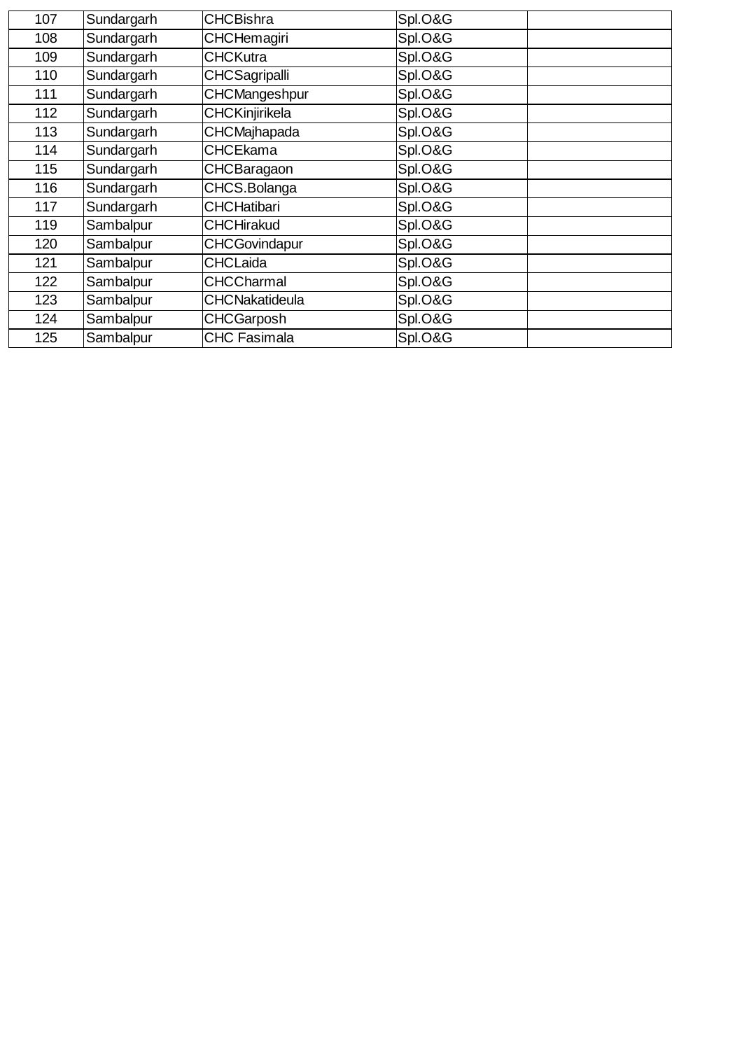| 107 | Sundargarh | CHCBishra | Spl.O&G | |
|---|---|---|---|---|
| 108 | Sundargarh | CHCHemagiri | Spl.O&G | |
| 109 | Sundargarh | CHCKutra | Spl.O&G | |
| 110 | Sundargarh | CHCSagripalli | Spl.O&G | |
| 111 | Sundargarh | CHCMangeshpur | Spl.O&G | |
| 112 | Sundargarh | CHCKinjirikela | Spl.O&G | |
| 113 | Sundargarh | CHCMajhapada | Spl.O&G | |
| 114 | Sundargarh | CHCEkama | Spl.O&G | |
| 115 | Sundargarh | CHCBaragaon | Spl.O&G | |
| 116 | Sundargarh | CHCS.Bolanga | Spl.O&G | |
| 117 | Sundargarh | CHCHatibari | Spl.O&G | |
| 119 | Sambalpur | CHCHirakud | Spl.O&G | |
| 120 | Sambalpur | CHCGovindapur | Spl.O&G | |
| 121 | Sambalpur | CHCLaida | Spl.O&G | |
| 122 | Sambalpur | CHCCharmal | Spl.O&G | |
| 123 | Sambalpur | CHCNakatideula | Spl.O&G | |
| 124 | Sambalpur | CHCGarposh | Spl.O&G | |
| 125 | Sambalpur | CHC Fasimala | Spl.O&G | |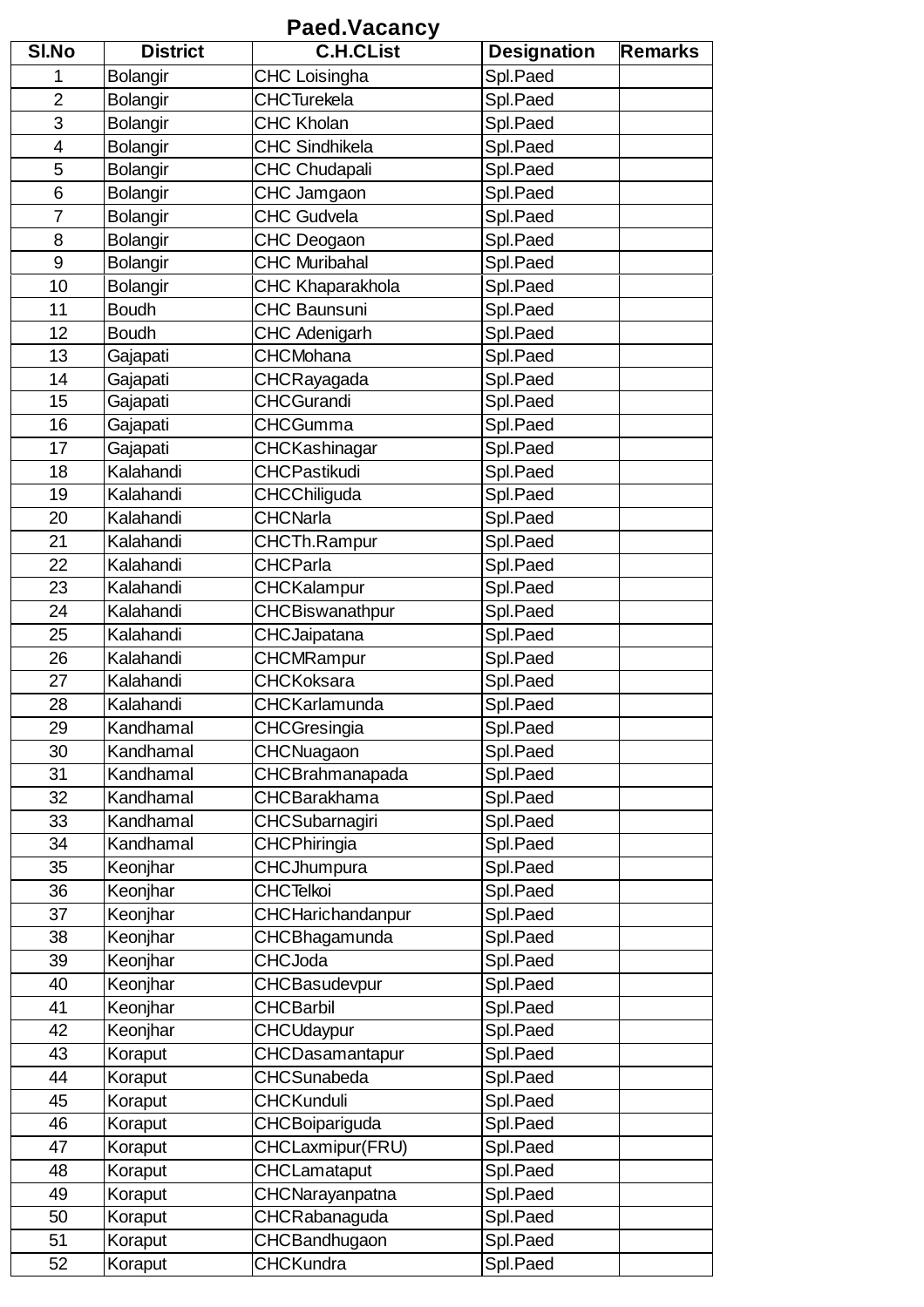# Paed.Vacancy

| Sl.No | District | C.H.CList | Designation | Remarks |
|---|---|---|---|---|
| 1 | Bolangir | CHC Loisingha | Spl.Paed | |
| 2 | Bolangir | CHCTurekela | Spl.Paed | |
| 3 | Bolangir | CHC Kholan | Spl.Paed | |
| 4 | Bolangir | CHC Sindhikela | Spl.Paed | |
| 5 | Bolangir | CHC Chudapali | Spl.Paed | |
| 6 | Bolangir | CHC Jamgaon | Spl.Paed | |
| 7 | Bolangir | CHC Gudvela | Spl.Paed | |
| 8 | Bolangir | CHC Deogaon | Spl.Paed | |
| 9 | Bolangir | CHC Muribahal | Spl.Paed | |
| 10 | Bolangir | CHC Khaparakhola | Spl.Paed | |
| 11 | Boudh | CHC Baunsuni | Spl.Paed | |
| 12 | Boudh | CHC Adenigarh | Spl.Paed | |
| 13 | Gajapati | CHCMohana | Spl.Paed | |
| 14 | Gajapati | CHCRayagada | Spl.Paed | |
| 15 | Gajapati | CHCGurandi | Spl.Paed | |
| 16 | Gajapati | CHCGumma | Spl.Paed | |
| 17 | Gajapati | CHCKashinagar | Spl.Paed | |
| 18 | Kalahandi | CHCPastikudi | Spl.Paed | |
| 19 | Kalahandi | CHCChiliguda | Spl.Paed | |
| 20 | Kalahandi | CHCNarla | Spl.Paed | |
| 21 | Kalahandi | CHCTh.Rampur | Spl.Paed | |
| 22 | Kalahandi | CHCParla | Spl.Paed | |
| 23 | Kalahandi | CHCKalampur | Spl.Paed | |
| 24 | Kalahandi | CHCBiswanathpur | Spl.Paed | |
| 25 | Kalahandi | CHCJaipatana | Spl.Paed | |
| 26 | Kalahandi | CHCMRampur | Spl.Paed | |
| 27 | Kalahandi | CHCKoksara | Spl.Paed | |
| 28 | Kalahandi | CHCKarlamunda | Spl.Paed | |
| 29 | Kandhamal | CHCGresingia | Spl.Paed | |
| 30 | Kandhamal | CHCNuagaon | Spl.Paed | |
| 31 | Kandhamal | CHCBrahmanapada | Spl.Paed | |
| 32 | Kandhamal | CHCBarakhama | Spl.Paed | |
| 33 | Kandhamal | CHCSubarnagiri | Spl.Paed | |
| 34 | Kandhamal | CHCPhiringia | Spl.Paed | |
| 35 | Keonjhar | CHCJhumpura | Spl.Paed | |
| 36 | Keonjhar | CHCTelkoi | Spl.Paed | |
| 37 | Keonjhar | CHCHarichandanpur | Spl.Paed | |
| 38 | Keonjhar | CHCBhagamunda | Spl.Paed | |
| 39 | Keonjhar | CHCJoda | Spl.Paed | |
| 40 | Keonjhar | CHCBasudevpur | Spl.Paed | |
| 41 | Keonjhar | CHCBarbil | Spl.Paed | |
| 42 | Keonjhar | CHCUdaypur | Spl.Paed | |
| 43 | Koraput | CHCDasamantapur | Spl.Paed | |
| 44 | Koraput | CHCSunabeda | Spl.Paed | |
| 45 | Koraput | CHCKunduli | Spl.Paed | |
| 46 | Koraput | CHCBoipariguda | Spl.Paed | |
| 47 | Koraput | CHCLaxmipur(FRU) | Spl.Paed | |
| 48 | Koraput | CHCLamataput | Spl.Paed | |
| 49 | Koraput | CHCNarayanpatna | Spl.Paed | |
| 50 | Koraput | CHCRabanaguda | Spl.Paed | |
| 51 | Koraput | CHCBandhugaon | Spl.Paed | |
| 52 | Koraput | CHCKundra | Spl.Paed | |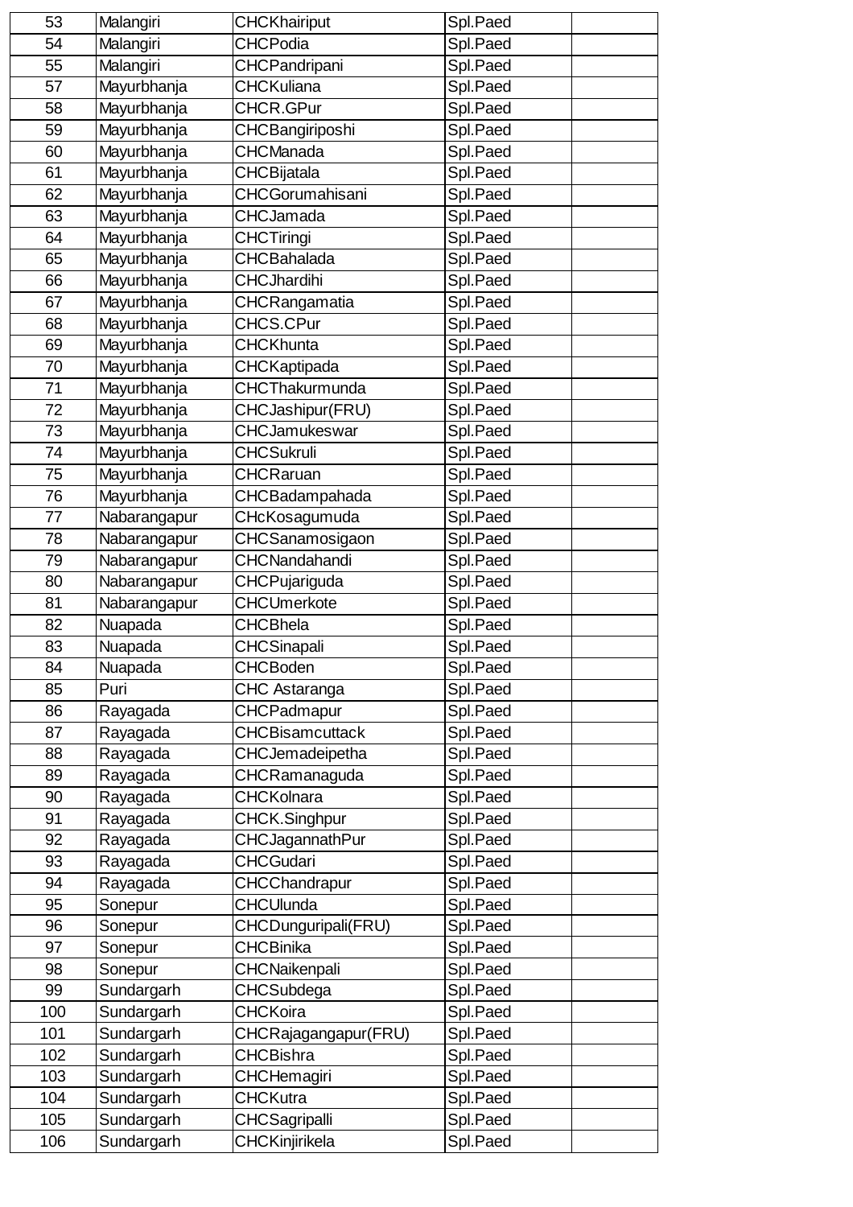| | | | | |
|---|---|---|---|---|
| 53 | Malangiri | CHCKhairiput | Spl.Paed | |
| 54 | Malangiri | CHCPodia | Spl.Paed | |
| 55 | Malangiri | CHCPandripani | Spl.Paed | |
| 57 | Mayurbhanja | CHCKuliana | Spl.Paed | |
| 58 | Mayurbhanja | CHCR.GPur | Spl.Paed | |
| 59 | Mayurbhanja | CHCBangiriposhi | Spl.Paed | |
| 60 | Mayurbhanja | CHCManada | Spl.Paed | |
| 61 | Mayurbhanja | CHCBijatala | Spl.Paed | |
| 62 | Mayurbhanja | CHCGorumahisani | Spl.Paed | |
| 63 | Mayurbhanja | CHCJamada | Spl.Paed | |
| 64 | Mayurbhanja | CHCTiringi | Spl.Paed | |
| 65 | Mayurbhanja | CHCBahalada | Spl.Paed | |
| 66 | Mayurbhanja | CHCJhardihi | Spl.Paed | |
| 67 | Mayurbhanja | CHCRangamatia | Spl.Paed | |
| 68 | Mayurbhanja | CHCS.CPur | Spl.Paed | |
| 69 | Mayurbhanja | CHCKhunta | Spl.Paed | |
| 70 | Mayurbhanja | CHCKaptipada | Spl.Paed | |
| 71 | Mayurbhanja | CHCThakurmunda | Spl.Paed | |
| 72 | Mayurbhanja | CHCJashipur(FRU) | Spl.Paed | |
| 73 | Mayurbhanja | CHCJamukeswar | Spl.Paed | |
| 74 | Mayurbhanja | CHCSukruli | Spl.Paed | |
| 75 | Mayurbhanja | CHCRaruan | Spl.Paed | |
| 76 | Mayurbhanja | CHCBadampahada | Spl.Paed | |
| 77 | Nabarangapur | CHcKosagumuda | Spl.Paed | |
| 78 | Nabarangapur | CHCSanamosigaon | Spl.Paed | |
| 79 | Nabarangapur | CHCNandahandi | Spl.Paed | |
| 80 | Nabarangapur | CHCPujariguda | Spl.Paed | |
| 81 | Nabarangapur | CHCUmerkote | Spl.Paed | |
| 82 | Nuapada | CHCBhela | Spl.Paed | |
| 83 | Nuapada | CHCSinapali | Spl.Paed | |
| 84 | Nuapada | CHCBoden | Spl.Paed | |
| 85 | Puri | CHC Astaranga | Spl.Paed | |
| 86 | Rayagada | CHCPadmapur | Spl.Paed | |
| 87 | Rayagada | CHCBisamcuttack | Spl.Paed | |
| 88 | Rayagada | CHCJemadeipetha | Spl.Paed | |
| 89 | Rayagada | CHCRamanaguda | Spl.Paed | |
| 90 | Rayagada | CHCKolnara | Spl.Paed | |
| 91 | Rayagada | CHCK.Singhpur | Spl.Paed | |
| 92 | Rayagada | CHCJagannathPur | Spl.Paed | |
| 93 | Rayagada | CHCGudari | Spl.Paed | |
| 94 | Rayagada | CHCChandrapur | Spl.Paed | |
| 95 | Sonepur | CHCUlunda | Spl.Paed | |
| 96 | Sonepur | CHCDunguripali(FRU) | Spl.Paed | |
| 97 | Sonepur | CHCBinika | Spl.Paed | |
| 98 | Sonepur | CHCNaikenpali | Spl.Paed | |
| 99 | Sundargarh | CHCSubdega | Spl.Paed | |
| 100 | Sundargarh | CHCKoira | Spl.Paed | |
| 101 | Sundargarh | CHCRajagangapur(FRU) | Spl.Paed | |
| 102 | Sundargarh | CHCBishra | Spl.Paed | |
| 103 | Sundargarh | CHCHemagiri | Spl.Paed | |
| 104 | Sundargarh | CHCKutra | Spl.Paed | |
| 105 | Sundargarh | CHCSagripalli | Spl.Paed | |
| 106 | Sundargarh | CHCKinjirikela | Spl.Paed | |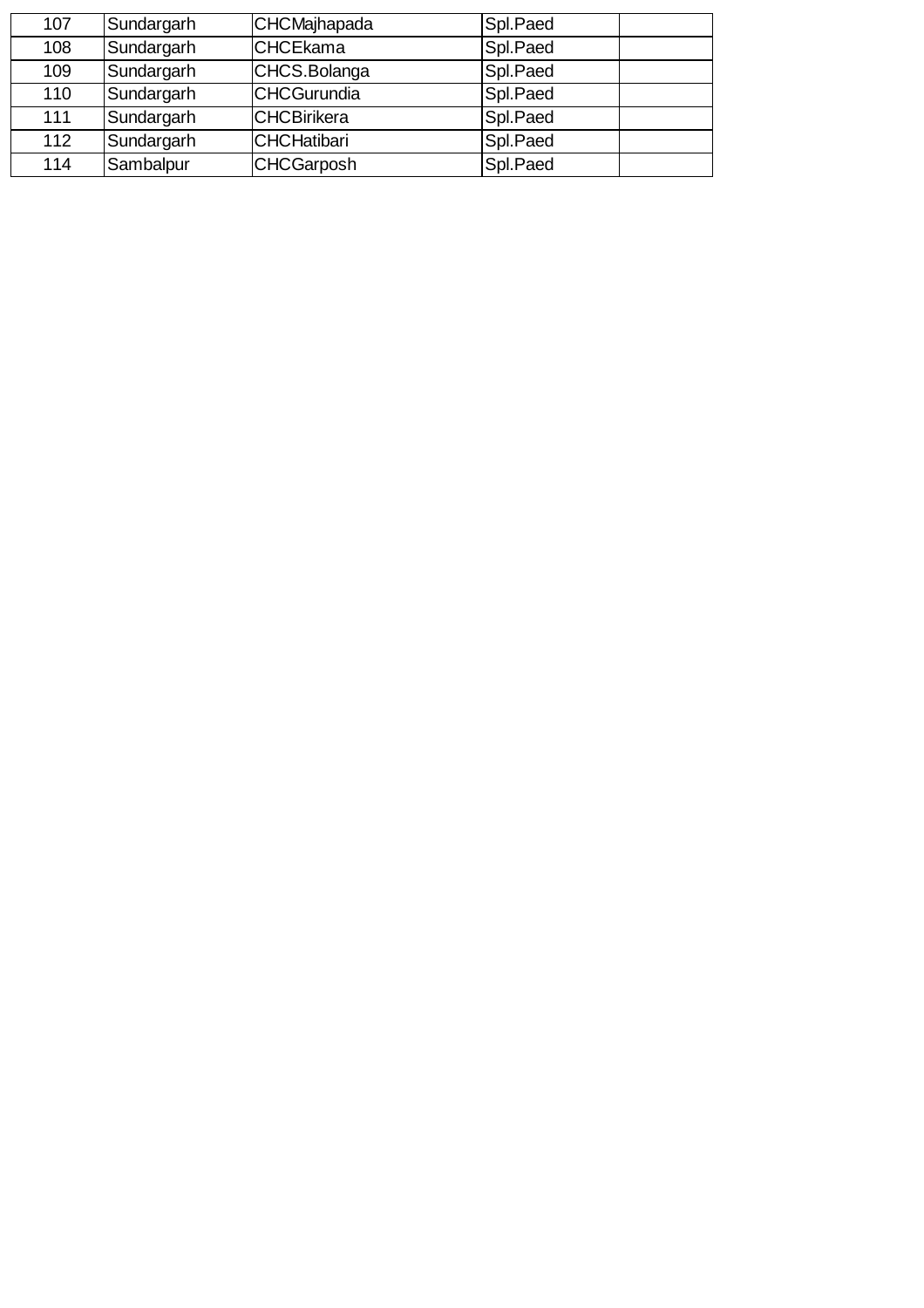| | | | | |
|---|---|---|---|---|
| 107 | Sundargarh | CHCMajhapada | Spl.Paed | |
| 108 | Sundargarh | CHCEkama | Spl.Paed | |
| 109 | Sundargarh | CHCS.Bolanga | Spl.Paed | |
| 110 | Sundargarh | CHCGurundia | Spl.Paed | |
| 111 | Sundargarh | CHCBirikera | Spl.Paed | |
| 112 | Sundargarh | CHCHatibari | Spl.Paed | |
| 114 | Sambalpur | CHCGarposh | Spl.Paed | |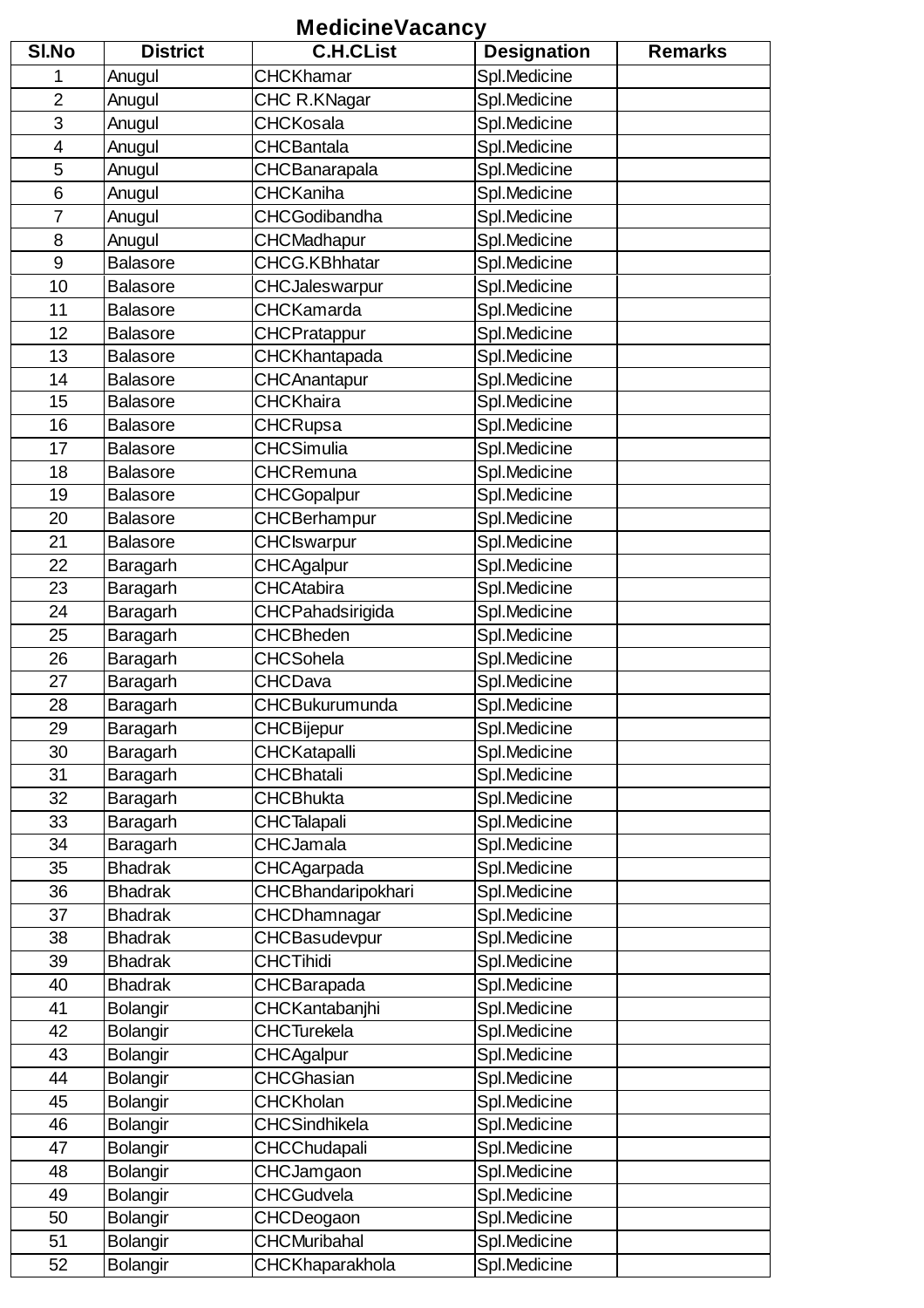# MedicineVacancy

| Sl.No | District | C.H.CList | Designation | Remarks |
|---|---|---|---|---|
| 1 | Anugul | CHCKhamar | Spl.Medicine | |
| 2 | Anugul | CHC R.KNagar | Spl.Medicine | |
| 3 | Anugul | CHCKosala | Spl.Medicine | |
| 4 | Anugul | CHCBantala | Spl.Medicine | |
| 5 | Anugul | CHCBanarapala | Spl.Medicine | |
| 6 | Anugul | CHCKaniha | Spl.Medicine | |
| 7 | Anugul | CHCGodibandha | Spl.Medicine | |
| 8 | Anugul | CHCMadhapur | Spl.Medicine | |
| 9 | Balasore | CHCG.KBhhatar | Spl.Medicine | |
| 10 | Balasore | CHCJaleswarpur | Spl.Medicine | |
| 11 | Balasore | CHCKamarda | Spl.Medicine | |
| 12 | Balasore | CHCPratappur | Spl.Medicine | |
| 13 | Balasore | CHCKhantapada | Spl.Medicine | |
| 14 | Balasore | CHCAnantapur | Spl.Medicine | |
| 15 | Balasore | CHCKhaira | Spl.Medicine | |
| 16 | Balasore | CHCRupsa | Spl.Medicine | |
| 17 | Balasore | CHCSimulia | Spl.Medicine | |
| 18 | Balasore | CHCRemuna | Spl.Medicine | |
| 19 | Balasore | CHCGopalpur | Spl.Medicine | |
| 20 | Balasore | CHCBerhampur | Spl.Medicine | |
| 21 | Balasore | CHCIswarpur | Spl.Medicine | |
| 22 | Baragarh | CHCAgalpur | Spl.Medicine | |
| 23 | Baragarh | CHCAtabira | Spl.Medicine | |
| 24 | Baragarh | CHCPahadsirigida | Spl.Medicine | |
| 25 | Baragarh | CHCBheden | Spl.Medicine | |
| 26 | Baragarh | CHCSohela | Spl.Medicine | |
| 27 | Baragarh | CHCDava | Spl.Medicine | |
| 28 | Baragarh | CHCBukurumunda | Spl.Medicine | |
| 29 | Baragarh | CHCBijepur | Spl.Medicine | |
| 30 | Baragarh | CHCKatapalli | Spl.Medicine | |
| 31 | Baragarh | CHCBhatali | Spl.Medicine | |
| 32 | Baragarh | CHCBhukta | Spl.Medicine | |
| 33 | Baragarh | CHCTalapali | Spl.Medicine | |
| 34 | Baragarh | CHCJamala | Spl.Medicine | |
| 35 | Bhadrak | CHCAgarpada | Spl.Medicine | |
| 36 | Bhadrak | CHCBhandaripokhari | Spl.Medicine | |
| 37 | Bhadrak | CHCDhamnagar | Spl.Medicine | |
| 38 | Bhadrak | CHCBasudevpur | Spl.Medicine | |
| 39 | Bhadrak | CHCTihidi | Spl.Medicine | |
| 40 | Bhadrak | CHCBarapada | Spl.Medicine | |
| 41 | Bolangir | CHCKantabanjhi | Spl.Medicine | |
| 42 | Bolangir | CHCTurekela | Spl.Medicine | |
| 43 | Bolangir | CHCAgalpur | Spl.Medicine | |
| 44 | Bolangir | CHCGhasian | Spl.Medicine | |
| 45 | Bolangir | CHCKholan | Spl.Medicine | |
| 46 | Bolangir | CHCSindhikela | Spl.Medicine | |
| 47 | Bolangir | CHCChudapali | Spl.Medicine | |
| 48 | Bolangir | CHCJamgaon | Spl.Medicine | |
| 49 | Bolangir | CHCGudvela | Spl.Medicine | |
| 50 | Bolangir | CHCDeogaon | Spl.Medicine | |
| 51 | Bolangir | CHCMuribahal | Spl.Medicine | |
| 52 | Bolangir | CHCKhaparakhola | Spl.Medicine | |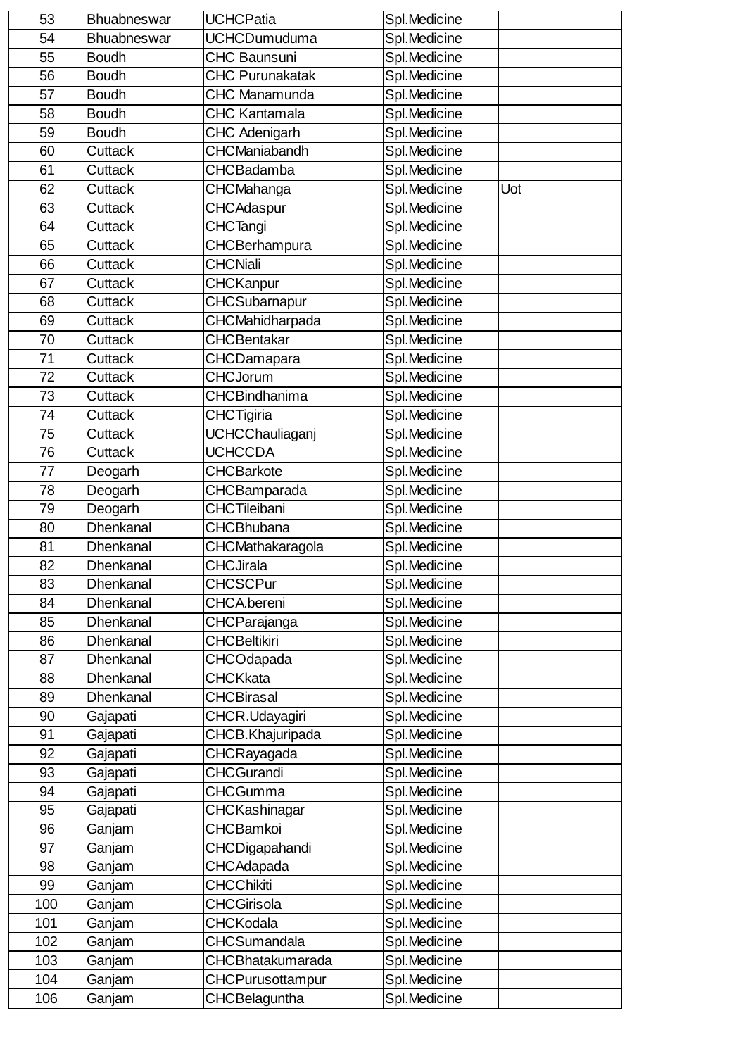| 53 | Bhuabneswar | UCHCPatia | Spl.Medicine | |
|---|---|---|---|---|
| 54 | Bhuabneswar | UCHCDumuduma | Spl.Medicine | |
| 55 | Boudh | CHC Baunsuni | Spl.Medicine | |
| 56 | Boudh | CHC Purunakatak | Spl.Medicine | |
| 57 | Boudh | CHC Manamunda | Spl.Medicine | |
| 58 | Boudh | CHC Kantamala | Spl.Medicine | |
| 59 | Boudh | CHC Adenigarh | Spl.Medicine | |
| 60 | Cuttack | CHCManiabandh | Spl.Medicine | |
| 61 | Cuttack | CHCBadamba | Spl.Medicine | |
| 62 | Cuttack | CHCMahanga | Spl.Medicine | Uot |
| 63 | Cuttack | CHCAdaspur | Spl.Medicine | |
| 64 | Cuttack | CHCTangi | Spl.Medicine | |
| 65 | Cuttack | CHCBerhampura | Spl.Medicine | |
| 66 | Cuttack | CHCNiali | Spl.Medicine | |
| 67 | Cuttack | CHCKanpur | Spl.Medicine | |
| 68 | Cuttack | CHCSubarnapur | Spl.Medicine | |
| 69 | Cuttack | CHCMahidharpada | Spl.Medicine | |
| 70 | Cuttack | CHCBentakar | Spl.Medicine | |
| 71 | Cuttack | CHCDamapara | Spl.Medicine | |
| 72 | Cuttack | CHCJorum | Spl.Medicine | |
| 73 | Cuttack | CHCBindhanima | Spl.Medicine | |
| 74 | Cuttack | CHCTigiria | Spl.Medicine | |
| 75 | Cuttack | UCHCChauliaganj | Spl.Medicine | |
| 76 | Cuttack | UCHCCDA | Spl.Medicine | |
| 77 | Deogarh | CHCBarkote | Spl.Medicine | |
| 78 | Deogarh | CHCBamparada | Spl.Medicine | |
| 79 | Deogarh | CHCTileibani | Spl.Medicine | |
| 80 | Dhenkanal | CHCBhubana | Spl.Medicine | |
| 81 | Dhenkanal | CHCMathakaragola | Spl.Medicine | |
| 82 | Dhenkanal | CHCJirala | Spl.Medicine | |
| 83 | Dhenkanal | CHCSCPur | Spl.Medicine | |
| 84 | Dhenkanal | CHCA.bereni | Spl.Medicine | |
| 85 | Dhenkanal | CHCParajanga | Spl.Medicine | |
| 86 | Dhenkanal | CHCBeltikiri | Spl.Medicine | |
| 87 | Dhenkanal | CHCOdapada | Spl.Medicine | |
| 88 | Dhenkanal | CHCKkata | Spl.Medicine | |
| 89 | Dhenkanal | CHCBirasal | Spl.Medicine | |
| 90 | Gajapati | CHCR.Udayagiri | Spl.Medicine | |
| 91 | Gajapati | CHCB.Khajuripada | Spl.Medicine | |
| 92 | Gajapati | CHCRayagada | Spl.Medicine | |
| 93 | Gajapati | CHCGurandi | Spl.Medicine | |
| 94 | Gajapati | CHCGumma | Spl.Medicine | |
| 95 | Gajapati | CHCKashinagar | Spl.Medicine | |
| 96 | Ganjam | CHCBamkoi | Spl.Medicine | |
| 97 | Ganjam | CHCDigapahandi | Spl.Medicine | |
| 98 | Ganjam | CHCAdapada | Spl.Medicine | |
| 99 | Ganjam | CHCChikiti | Spl.Medicine | |
| 100 | Ganjam | CHCGirisola | Spl.Medicine | |
| 101 | Ganjam | CHCKodala | Spl.Medicine | |
| 102 | Ganjam | CHCSumandala | Spl.Medicine | |
| 103 | Ganjam | CHCBhatakumarada | Spl.Medicine | |
| 104 | Ganjam | CHCPurusottampur | Spl.Medicine | |
| 106 | Ganjam | CHCBelaguntha | Spl.Medicine | |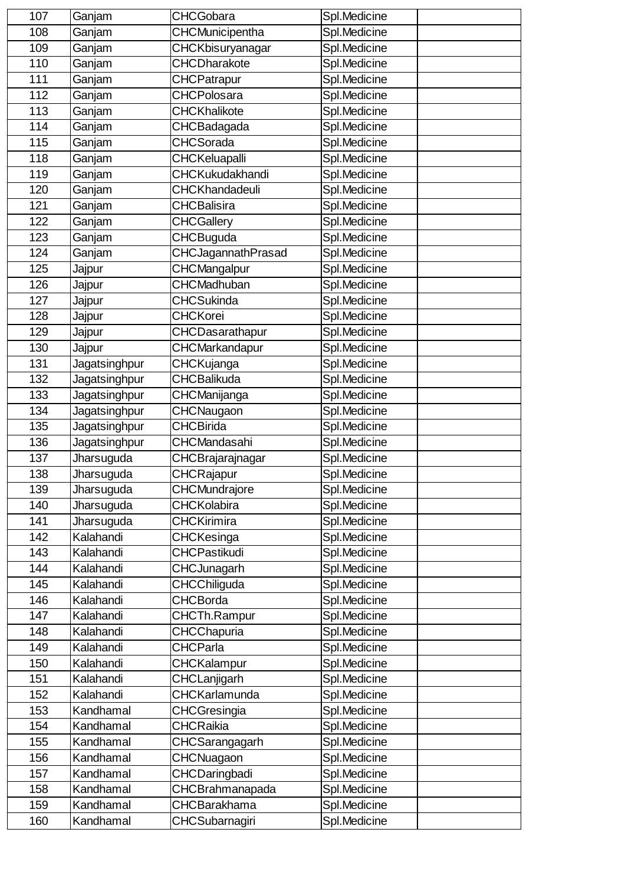| | | | | |
|---|---|---|---|---|
| 107 | Ganjam | CHCGobara | Spl.Medicine | |
| 108 | Ganjam | CHCMunicipentha | Spl.Medicine | |
| 109 | Ganjam | CHCKbisuryanagar | Spl.Medicine | |
| 110 | Ganjam | CHCDharakote | Spl.Medicine | |
| 111 | Ganjam | CHCPatrapur | Spl.Medicine | |
| 112 | Ganjam | CHCPolosara | Spl.Medicine | |
| 113 | Ganjam | CHCKhalikote | Spl.Medicine | |
| 114 | Ganjam | CHCBadagada | Spl.Medicine | |
| 115 | Ganjam | CHCSorada | Spl.Medicine | |
| 118 | Ganjam | CHCKeluapalli | Spl.Medicine | |
| 119 | Ganjam | CHCKukudakhandi | Spl.Medicine | |
| 120 | Ganjam | CHCKhandadeuli | Spl.Medicine | |
| 121 | Ganjam | CHCBalisira | Spl.Medicine | |
| 122 | Ganjam | CHCGallery | Spl.Medicine | |
| 123 | Ganjam | CHCBuguda | Spl.Medicine | |
| 124 | Ganjam | CHCJagannathPrasad | Spl.Medicine | |
| 125 | Jajpur | CHCMangalpur | Spl.Medicine | |
| 126 | Jajpur | CHCMadhuban | Spl.Medicine | |
| 127 | Jajpur | CHCSukinda | Spl.Medicine | |
| 128 | Jajpur | CHCKorei | Spl.Medicine | |
| 129 | Jajpur | CHCDasarathapur | Spl.Medicine | |
| 130 | Jajpur | CHCMarkandapur | Spl.Medicine | |
| 131 | Jagatsinghpur | CHCKujanga | Spl.Medicine | |
| 132 | Jagatsinghpur | CHCBalikuda | Spl.Medicine | |
| 133 | Jagatsinghpur | CHCManijanga | Spl.Medicine | |
| 134 | Jagatsinghpur | CHCNaugaon | Spl.Medicine | |
| 135 | Jagatsinghpur | CHCBirida | Spl.Medicine | |
| 136 | Jagatsinghpur | CHCMandasahi | Spl.Medicine | |
| 137 | Jharsuguda | CHCBrajarajnagar | Spl.Medicine | |
| 138 | Jharsuguda | CHCRajapur | Spl.Medicine | |
| 139 | Jharsuguda | CHCMundrajore | Spl.Medicine | |
| 140 | Jharsuguda | CHCKolabira | Spl.Medicine | |
| 141 | Jharsuguda | CHCKirimira | Spl.Medicine | |
| 142 | Kalahandi | CHCKesinga | Spl.Medicine | |
| 143 | Kalahandi | CHCPastikudi | Spl.Medicine | |
| 144 | Kalahandi | CHCJunagarh | Spl.Medicine | |
| 145 | Kalahandi | CHCChiliguda | Spl.Medicine | |
| 146 | Kalahandi | CHCBorda | Spl.Medicine | |
| 147 | Kalahandi | CHCTh.Rampur | Spl.Medicine | |
| 148 | Kalahandi | CHCChapuria | Spl.Medicine | |
| 149 | Kalahandi | CHCParla | Spl.Medicine | |
| 150 | Kalahandi | CHCKalampur | Spl.Medicine | |
| 151 | Kalahandi | CHCLanjigarh | Spl.Medicine | |
| 152 | Kalahandi | CHCKarlamunda | Spl.Medicine | |
| 153 | Kandhamal | CHCGresingia | Spl.Medicine | |
| 154 | Kandhamal | CHCRaikia | Spl.Medicine | |
| 155 | Kandhamal | CHCSarangagarh | Spl.Medicine | |
| 156 | Kandhamal | CHCNuagaon | Spl.Medicine | |
| 157 | Kandhamal | CHCDaringbadi | Spl.Medicine | |
| 158 | Kandhamal | CHCBrahmanapada | Spl.Medicine | |
| 159 | Kandhamal | CHCBarakhama | Spl.Medicine | |
| 160 | Kandhamal | CHCSubarnagiri | Spl.Medicine | |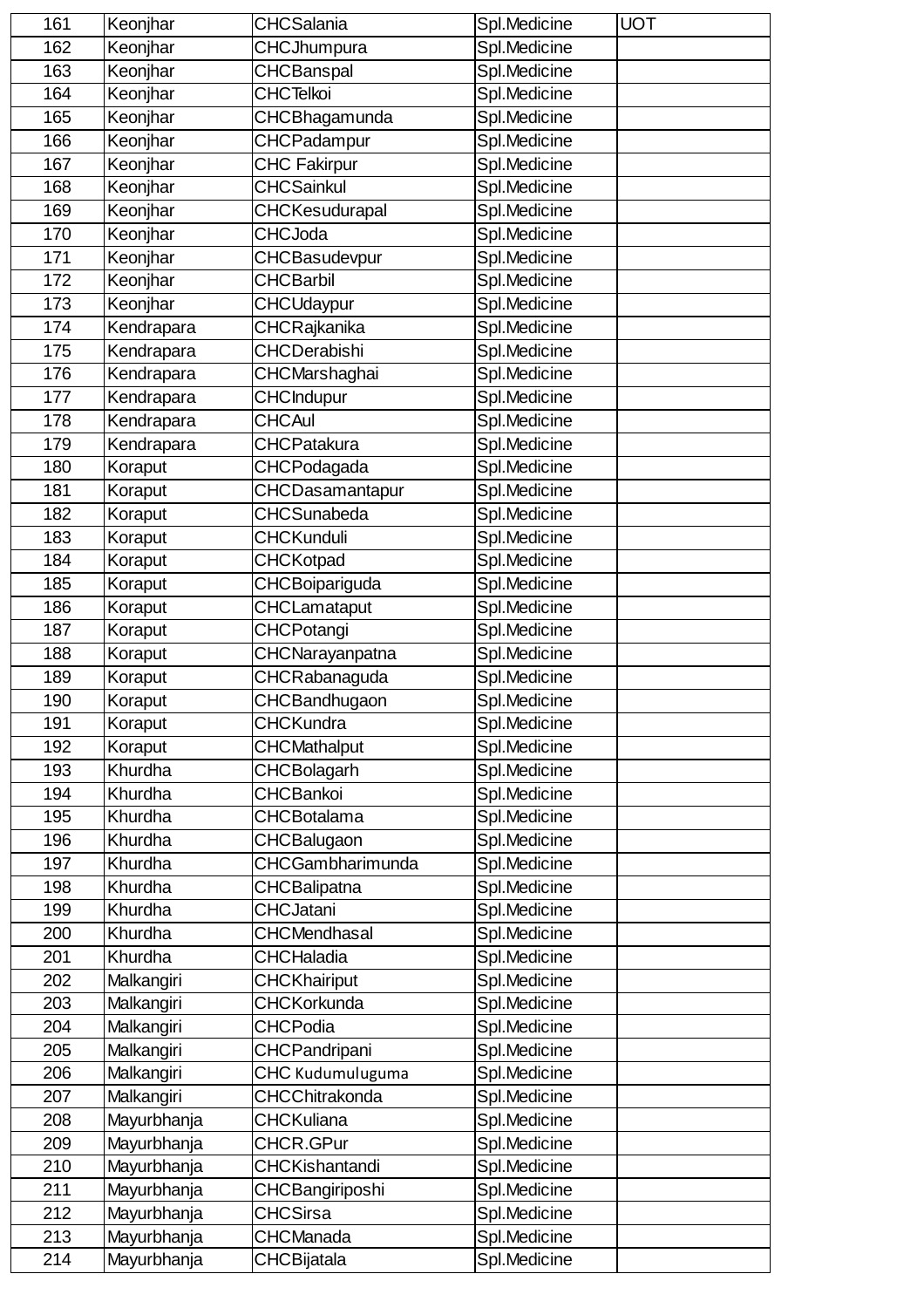| 161 | Keonjhar | CHCSalania | Spl.Medicine | UOT |
|---|---|---|---|---|
| 162 | Keonjhar | CHCJhumpura | Spl.Medicine | |
| 163 | Keonjhar | CHCBanspal | Spl.Medicine | |
| 164 | Keonjhar | CHCTelkoi | Spl.Medicine | |
| 165 | Keonjhar | CHCBhagamunda | Spl.Medicine | |
| 166 | Keonjhar | CHCPadampur | Spl.Medicine | |
| 167 | Keonjhar | CHC Fakirpur | Spl.Medicine | |
| 168 | Keonjhar | CHCSainkul | Spl.Medicine | |
| 169 | Keonjhar | CHCKesudurapal | Spl.Medicine | |
| 170 | Keonjhar | CHCJoda | Spl.Medicine | |
| 171 | Keonjhar | CHCBasudevpur | Spl.Medicine | |
| 172 | Keonjhar | CHCBarbil | Spl.Medicine | |
| 173 | Keonjhar | CHCUdaypur | Spl.Medicine | |
| 174 | Kendrapara | CHCRajkanika | Spl.Medicine | |
| 175 | Kendrapara | CHCDerabishi | Spl.Medicine | |
| 176 | Kendrapara | CHCMarshaghai | Spl.Medicine | |
| 177 | Kendrapara | CHCIndupur | Spl.Medicine | |
| 178 | Kendrapara | CHCAul | Spl.Medicine | |
| 179 | Kendrapara | CHCPatakura | Spl.Medicine | |
| 180 | Koraput | CHCPodagada | Spl.Medicine | |
| 181 | Koraput | CHCDasamantapur | Spl.Medicine | |
| 182 | Koraput | CHCSunabeda | Spl.Medicine | |
| 183 | Koraput | CHCKunduli | Spl.Medicine | |
| 184 | Koraput | CHCKotpad | Spl.Medicine | |
| 185 | Koraput | CHCBoipariguda | Spl.Medicine | |
| 186 | Koraput | CHCLamataput | Spl.Medicine | |
| 187 | Koraput | CHCPotangi | Spl.Medicine | |
| 188 | Koraput | CHCNarayanpatna | Spl.Medicine | |
| 189 | Koraput | CHCRabanaguda | Spl.Medicine | |
| 190 | Koraput | CHCBandhugaon | Spl.Medicine | |
| 191 | Koraput | CHCKundra | Spl.Medicine | |
| 192 | Koraput | CHCMathalput | Spl.Medicine | |
| 193 | Khurdha | CHCBolagarh | Spl.Medicine | |
| 194 | Khurdha | CHCBankoi | Spl.Medicine | |
| 195 | Khurdha | CHCBotalama | Spl.Medicine | |
| 196 | Khurdha | CHCBalugaon | Spl.Medicine | |
| 197 | Khurdha | CHCGambharimunda | Spl.Medicine | |
| 198 | Khurdha | CHCBalipatna | Spl.Medicine | |
| 199 | Khurdha | CHCJatani | Spl.Medicine | |
| 200 | Khurdha | CHCMendhasal | Spl.Medicine | |
| 201 | Khurdha | CHCHaladia | Spl.Medicine | |
| 202 | Malkangiri | CHCKhairiput | Spl.Medicine | |
| 203 | Malkangiri | CHCKorkunda | Spl.Medicine | |
| 204 | Malkangiri | CHCPodia | Spl.Medicine | |
| 205 | Malkangiri | CHCPandripani | Spl.Medicine | |
| 206 | Malkangiri | CHC Kudumuluguma | Spl.Medicine | |
| 207 | Malkangiri | CHCChitrakonda | Spl.Medicine | |
| 208 | Mayurbhanja | CHCKuliana | Spl.Medicine | |
| 209 | Mayurbhanja | CHCR.GPur | Spl.Medicine | |
| 210 | Mayurbhanja | CHCKishantandi | Spl.Medicine | |
| 211 | Mayurbhanja | CHCBangiriposhi | Spl.Medicine | |
| 212 | Mayurbhanja | CHCSirsa | Spl.Medicine | |
| 213 | Mayurbhanja | CHCManada | Spl.Medicine | |
| 214 | Mayurbhanja | CHCBijatala | Spl.Medicine | |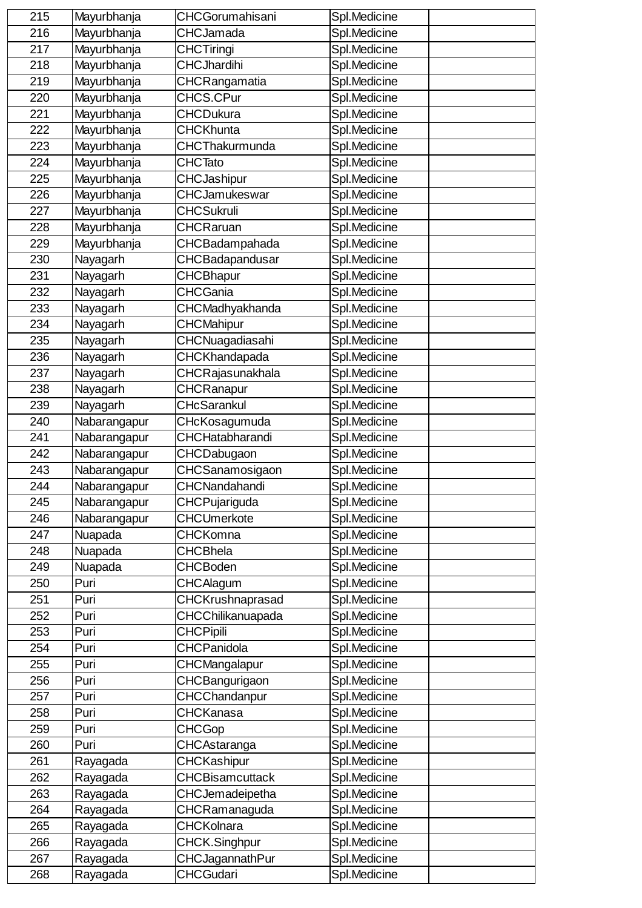| 215 | Mayurbhanja | CHCGorumahisani | Spl.Medicine | |
|---|---|---|---|---|
| 216 | Mayurbhanja | CHCJamada | Spl.Medicine | |
| 217 | Mayurbhanja | CHCTiringi | Spl.Medicine | |
| 218 | Mayurbhanja | CHCJhardihi | Spl.Medicine | |
| 219 | Mayurbhanja | CHCRangamatia | Spl.Medicine | |
| 220 | Mayurbhanja | CHCS.CPur | Spl.Medicine | |
| 221 | Mayurbhanja | CHCDukura | Spl.Medicine | |
| 222 | Mayurbhanja | CHCKhunta | Spl.Medicine | |
| 223 | Mayurbhanja | CHCThakurmunda | Spl.Medicine | |
| 224 | Mayurbhanja | CHCTato | Spl.Medicine | |
| 225 | Mayurbhanja | CHCJashipur | Spl.Medicine | |
| 226 | Mayurbhanja | CHCJamukeswar | Spl.Medicine | |
| 227 | Mayurbhanja | CHCSukruli | Spl.Medicine | |
| 228 | Mayurbhanja | CHCRaruan | Spl.Medicine | |
| 229 | Mayurbhanja | CHCBadampahada | Spl.Medicine | |
| 230 | Nayagarh | CHCBadapandusar | Spl.Medicine | |
| 231 | Nayagarh | CHCBhapur | Spl.Medicine | |
| 232 | Nayagarh | CHCGania | Spl.Medicine | |
| 233 | Nayagarh | CHCMadhyakhanda | Spl.Medicine | |
| 234 | Nayagarh | CHCMahipur | Spl.Medicine | |
| 235 | Nayagarh | CHCNuagadiasahi | Spl.Medicine | |
| 236 | Nayagarh | CHCKhandapada | Spl.Medicine | |
| 237 | Nayagarh | CHCRajasunakhala | Spl.Medicine | |
| 238 | Nayagarh | CHCRanapur | Spl.Medicine | |
| 239 | Nayagarh | CHcSarankul | Spl.Medicine | |
| 240 | Nabarangapur | CHcKosagumuda | Spl.Medicine | |
| 241 | Nabarangapur | CHCHatabharandi | Spl.Medicine | |
| 242 | Nabarangapur | CHCDabugaon | Spl.Medicine | |
| 243 | Nabarangapur | CHCSanamosigaon | Spl.Medicine | |
| 244 | Nabarangapur | CHCNandahandi | Spl.Medicine | |
| 245 | Nabarangapur | CHCPujariguda | Spl.Medicine | |
| 246 | Nabarangapur | CHCUmerkote | Spl.Medicine | |
| 247 | Nuapada | CHCKomna | Spl.Medicine | |
| 248 | Nuapada | CHCBhela | Spl.Medicine | |
| 249 | Nuapada | CHCBoden | Spl.Medicine | |
| 250 | Puri | CHCAlagum | Spl.Medicine | |
| 251 | Puri | CHCKrushnaprasad | Spl.Medicine | |
| 252 | Puri | CHCChilikanuapada | Spl.Medicine | |
| 253 | Puri | CHCPipili | Spl.Medicine | |
| 254 | Puri | CHCPanidola | Spl.Medicine | |
| 255 | Puri | CHCMangalapur | Spl.Medicine | |
| 256 | Puri | CHCBangurigaon | Spl.Medicine | |
| 257 | Puri | CHCChandanpur | Spl.Medicine | |
| 258 | Puri | CHCKanasa | Spl.Medicine | |
| 259 | Puri | CHCGop | Spl.Medicine | |
| 260 | Puri | CHCAstaranga | Spl.Medicine | |
| 261 | Rayagada | CHCKashipur | Spl.Medicine | |
| 262 | Rayagada | CHCBisamcuttack | Spl.Medicine | |
| 263 | Rayagada | CHCJemadeipetha | Spl.Medicine | |
| 264 | Rayagada | CHCRamanaguda | Spl.Medicine | |
| 265 | Rayagada | CHCKolnara | Spl.Medicine | |
| 266 | Rayagada | CHCK.Singhpur | Spl.Medicine | |
| 267 | Rayagada | CHCJagannathPur | Spl.Medicine | |
| 268 | Rayagada | CHCGudari | Spl.Medicine | |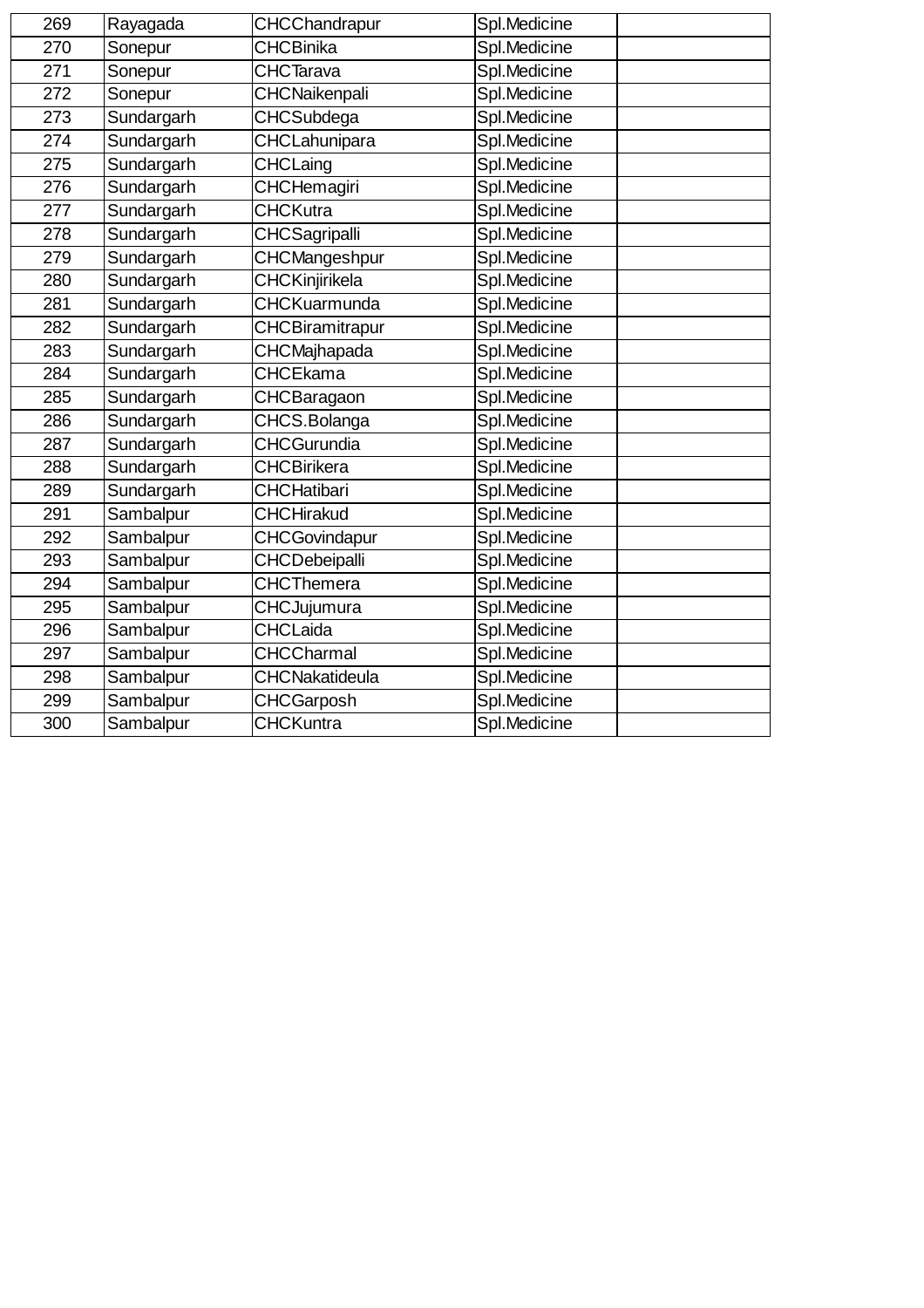| | | | | |
|---|---|---|---|---|
| 269 | Rayagada | CHCChandrapur | Spl.Medicine | |
| 270 | Sonepur | CHCBinika | Spl.Medicine | |
| 271 | Sonepur | CHCTarava | Spl.Medicine | |
| 272 | Sonepur | CHCNaikenpali | Spl.Medicine | |
| 273 | Sundargarh | CHCSubdega | Spl.Medicine | |
| 274 | Sundargarh | CHCLahunipara | Spl.Medicine | |
| 275 | Sundargarh | CHCLaing | Spl.Medicine | |
| 276 | Sundargarh | CHCHemagiri | Spl.Medicine | |
| 277 | Sundargarh | CHCKutra | Spl.Medicine | |
| 278 | Sundargarh | CHCSagripalli | Spl.Medicine | |
| 279 | Sundargarh | CHCMangeshpur | Spl.Medicine | |
| 280 | Sundargarh | CHCKinjirikela | Spl.Medicine | |
| 281 | Sundargarh | CHCKuarmunda | Spl.Medicine | |
| 282 | Sundargarh | CHCBiramitrapur | Spl.Medicine | |
| 283 | Sundargarh | CHCMajhapada | Spl.Medicine | |
| 284 | Sundargarh | CHCEkama | Spl.Medicine | |
| 285 | Sundargarh | CHCBaragaon | Spl.Medicine | |
| 286 | Sundargarh | CHCS.Bolanga | Spl.Medicine | |
| 287 | Sundargarh | CHCGurundia | Spl.Medicine | |
| 288 | Sundargarh | CHCBirikera | Spl.Medicine | |
| 289 | Sundargarh | CHCHatibari | Spl.Medicine | |
| 291 | Sambalpur | CHCHirakud | Spl.Medicine | |
| 292 | Sambalpur | CHCGovindapur | Spl.Medicine | |
| 293 | Sambalpur | CHCDebeipalli | Spl.Medicine | |
| 294 | Sambalpur | CHCThemera | Spl.Medicine | |
| 295 | Sambalpur | CHCJujumura | Spl.Medicine | |
| 296 | Sambalpur | CHCLaida | Spl.Medicine | |
| 297 | Sambalpur | CHCCharmal | Spl.Medicine | |
| 298 | Sambalpur | CHCNakatideula | Spl.Medicine | |
| 299 | Sambalpur | CHCGarposh | Spl.Medicine | |
| 300 | Sambalpur | CHCKuntra | Spl.Medicine | |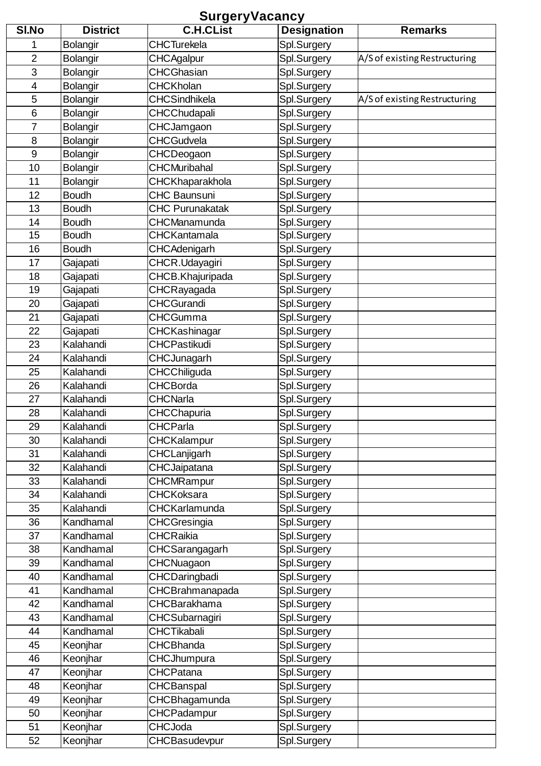# SurgeryVacancy

| Sl.No | District | C.H.CList | Designation | Remarks |
|---|---|---|---|---|
| 1 | Bolangir | CHCTurekela | Spl.Surgery | |
| 2 | Bolangir | CHCAgalpur | Spl.Surgery | A/S of existing Restructuring |
| 3 | Bolangir | CHCGhasian | Spl.Surgery | |
| 4 | Bolangir | CHCKholan | Spl.Surgery | |
| 5 | Bolangir | CHCSindhikela | Spl.Surgery | A/S of existing Restructuring |
| 6 | Bolangir | CHCChudapali | Spl.Surgery | |
| 7 | Bolangir | CHCJamgaon | Spl.Surgery | |
| 8 | Bolangir | CHCGudvela | Spl.Surgery | |
| 9 | Bolangir | CHCDeogaon | Spl.Surgery | |
| 10 | Bolangir | CHCMuribahal | Spl.Surgery | |
| 11 | Bolangir | CHCKhaparakhola | Spl.Surgery | |
| 12 | Boudh | CHC Baunsuni | Spl.Surgery | |
| 13 | Boudh | CHC Purunakatak | Spl.Surgery | |
| 14 | Boudh | CHCManamunda | Spl.Surgery | |
| 15 | Boudh | CHCKantamala | Spl.Surgery | |
| 16 | Boudh | CHCAdenigarh | Spl.Surgery | |
| 17 | Gajapati | CHCR.Udayagiri | Spl.Surgery | |
| 18 | Gajapati | CHCB.Khajuripada | Spl.Surgery | |
| 19 | Gajapati | CHCRayagada | Spl.Surgery | |
| 20 | Gajapati | CHCGurandi | Spl.Surgery | |
| 21 | Gajapati | CHCGumma | Spl.Surgery | |
| 22 | Gajapati | CHCKashinagar | Spl.Surgery | |
| 23 | Kalahandi | CHCPastikudi | Spl.Surgery | |
| 24 | Kalahandi | CHCJunagarh | Spl.Surgery | |
| 25 | Kalahandi | CHCChiliguda | Spl.Surgery | |
| 26 | Kalahandi | CHCBorda | Spl.Surgery | |
| 27 | Kalahandi | CHCNarla | Spl.Surgery | |
| 28 | Kalahandi | CHCChapuria | Spl.Surgery | |
| 29 | Kalahandi | CHCParla | Spl.Surgery | |
| 30 | Kalahandi | CHCKalampur | Spl.Surgery | |
| 31 | Kalahandi | CHCLanjigarh | Spl.Surgery | |
| 32 | Kalahandi | CHCJaipatana | Spl.Surgery | |
| 33 | Kalahandi | CHCMRampur | Spl.Surgery | |
| 34 | Kalahandi | CHCKoksara | Spl.Surgery | |
| 35 | Kalahandi | CHCKarlamunda | Spl.Surgery | |
| 36 | Kandhamal | CHCGresingia | Spl.Surgery | |
| 37 | Kandhamal | CHCRaikia | Spl.Surgery | |
| 38 | Kandhamal | CHCSarangagarh | Spl.Surgery | |
| 39 | Kandhamal | CHCNuagaon | Spl.Surgery | |
| 40 | Kandhamal | CHCDaringbadi | Spl.Surgery | |
| 41 | Kandhamal | CHCBrahmanapada | Spl.Surgery | |
| 42 | Kandhamal | CHCBarakhama | Spl.Surgery | |
| 43 | Kandhamal | CHCSubarnagiri | Spl.Surgery | |
| 44 | Kandhamal | CHCTikabali | Spl.Surgery | |
| 45 | Keonjhar | CHCBhanda | Spl.Surgery | |
| 46 | Keonjhar | CHCJhumpura | Spl.Surgery | |
| 47 | Keonjhar | CHCPatana | Spl.Surgery | |
| 48 | Keonjhar | CHCBanspal | Spl.Surgery | |
| 49 | Keonjhar | CHCBhagamunda | Spl.Surgery | |
| 50 | Keonjhar | CHCPadampur | Spl.Surgery | |
| 51 | Keonjhar | CHCJoda | Spl.Surgery | |
| 52 | Keonjhar | CHCBasudevpur | Spl.Surgery | |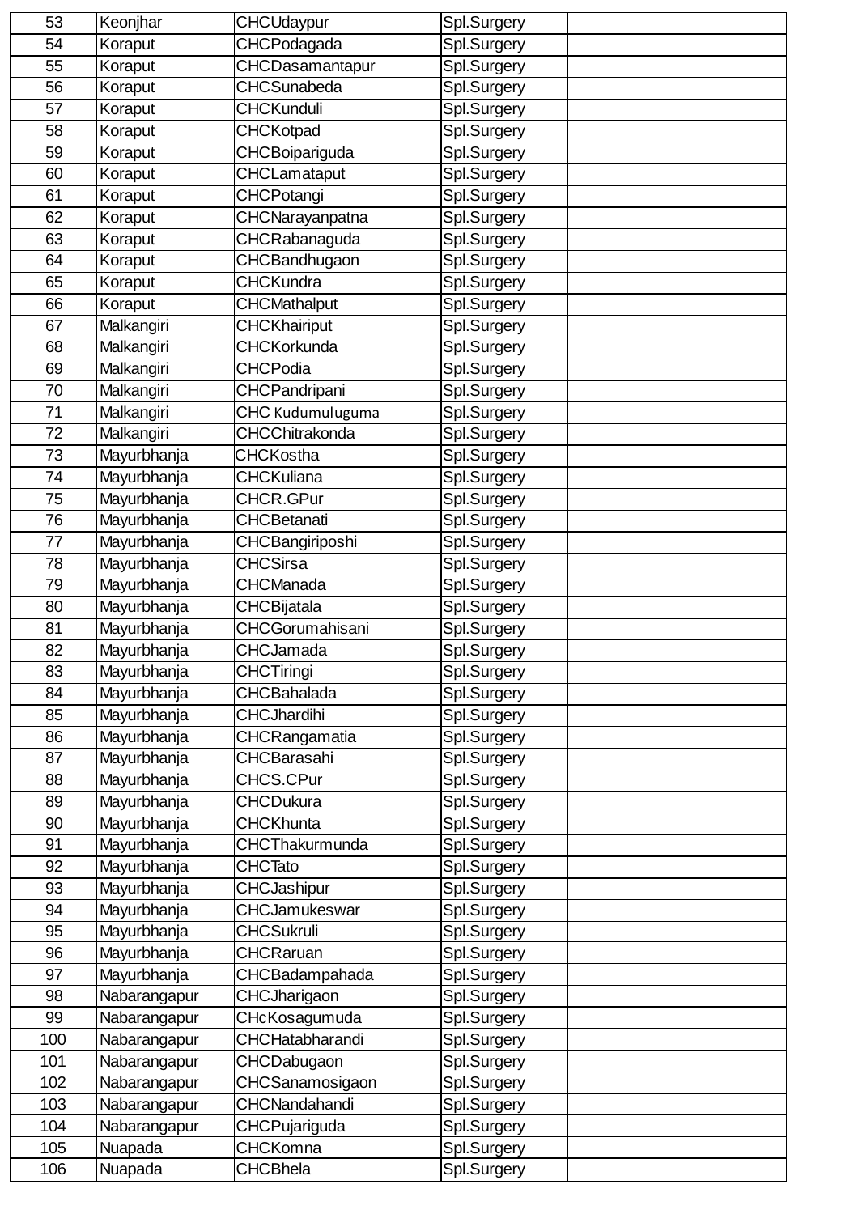| 53 | Keonjhar | CHCUdaypur | Spl.Surgery | |
|---|---|---|---|---|
| 54 | Koraput | CHCPodagada | Spl.Surgery | |
| 55 | Koraput | CHCDasamantapur | Spl.Surgery | |
| 56 | Koraput | CHCSunabeda | Spl.Surgery | |
| 57 | Koraput | CHCKunduli | Spl.Surgery | |
| 58 | Koraput | CHCKotpad | Spl.Surgery | |
| 59 | Koraput | CHCBoipariguda | Spl.Surgery | |
| 60 | Koraput | CHCLamataput | Spl.Surgery | |
| 61 | Koraput | CHCPotangi | Spl.Surgery | |
| 62 | Koraput | CHCNarayanpatna | Spl.Surgery | |
| 63 | Koraput | CHCRabanaguda | Spl.Surgery | |
| 64 | Koraput | CHCBandhugaon | Spl.Surgery | |
| 65 | Koraput | CHCKundra | Spl.Surgery | |
| 66 | Koraput | CHCMathalput | Spl.Surgery | |
| 67 | Malkangiri | CHCKhairiput | Spl.Surgery | |
| 68 | Malkangiri | CHCKorkunda | Spl.Surgery | |
| 69 | Malkangiri | CHCPodia | Spl.Surgery | |
| 70 | Malkangiri | CHCPandripani | Spl.Surgery | |
| 71 | Malkangiri | CHC Kudumuluguma | Spl.Surgery | |
| 72 | Malkangiri | CHCChitrakonda | Spl.Surgery | |
| 73 | Mayurbhanja | CHCKostha | Spl.Surgery | |
| 74 | Mayurbhanja | CHCKuliana | Spl.Surgery | |
| 75 | Mayurbhanja | CHCR.GPur | Spl.Surgery | |
| 76 | Mayurbhanja | CHCBetanati | Spl.Surgery | |
| 77 | Mayurbhanja | CHCBangiriposhi | Spl.Surgery | |
| 78 | Mayurbhanja | CHCSirsa | Spl.Surgery | |
| 79 | Mayurbhanja | CHCManada | Spl.Surgery | |
| 80 | Mayurbhanja | CHCBijatala | Spl.Surgery | |
| 81 | Mayurbhanja | CHCGorumahisani | Spl.Surgery | |
| 82 | Mayurbhanja | CHCJamada | Spl.Surgery | |
| 83 | Mayurbhanja | CHCTiringi | Spl.Surgery | |
| 84 | Mayurbhanja | CHCBahalada | Spl.Surgery | |
| 85 | Mayurbhanja | CHCJhardihi | Spl.Surgery | |
| 86 | Mayurbhanja | CHCRangamatia | Spl.Surgery | |
| 87 | Mayurbhanja | CHCBarasahi | Spl.Surgery | |
| 88 | Mayurbhanja | CHCS.CPur | Spl.Surgery | |
| 89 | Mayurbhanja | CHCDukura | Spl.Surgery | |
| 90 | Mayurbhanja | CHCKhunta | Spl.Surgery | |
| 91 | Mayurbhanja | CHCThakurmunda | Spl.Surgery | |
| 92 | Mayurbhanja | CHCTato | Spl.Surgery | |
| 93 | Mayurbhanja | CHCJashipur | Spl.Surgery | |
| 94 | Mayurbhanja | CHCJamukeswar | Spl.Surgery | |
| 95 | Mayurbhanja | CHCSukruli | Spl.Surgery | |
| 96 | Mayurbhanja | CHCRaruan | Spl.Surgery | |
| 97 | Mayurbhanja | CHCBadampahada | Spl.Surgery | |
| 98 | Nabarangapur | CHCJharigaon | Spl.Surgery | |
| 99 | Nabarangapur | CHcKosagumuda | Spl.Surgery | |
| 100 | Nabarangapur | CHCHatabharandi | Spl.Surgery | |
| 101 | Nabarangapur | CHCDabugaon | Spl.Surgery | |
| 102 | Nabarangapur | CHCSanamosigaon | Spl.Surgery | |
| 103 | Nabarangapur | CHCNandahandi | Spl.Surgery | |
| 104 | Nabarangapur | CHCPujariguda | Spl.Surgery | |
| 105 | Nuapada | CHCKomna | Spl.Surgery | |
| 106 | Nuapada | CHCBhela | Spl.Surgery | |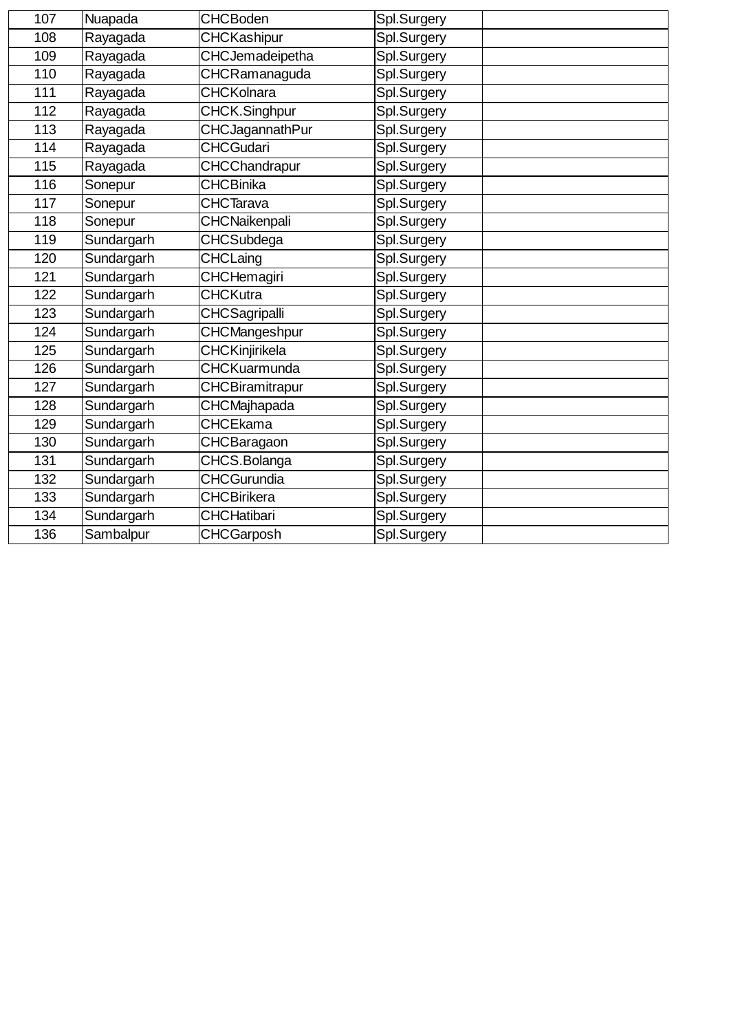| 107 | Nuapada | CHCBoden | Spl.Surgery | |
|---|---|---|---|---|
| 108 | Rayagada | CHCKashipur | Spl.Surgery | |
| 109 | Rayagada | CHCJemadeipetha | Spl.Surgery | |
| 110 | Rayagada | CHCRamanaguda | Spl.Surgery | |
| 111 | Rayagada | CHCKolnara | Spl.Surgery | |
| 112 | Rayagada | CHCK.Singhpur | Spl.Surgery | |
| 113 | Rayagada | CHCJagannathPur | Spl.Surgery | |
| 114 | Rayagada | CHCGudari | Spl.Surgery | |
| 115 | Rayagada | CHCChandrapur | Spl.Surgery | |
| 116 | Sonepur | CHCBinika | Spl.Surgery | |
| 117 | Sonepur | CHCTarava | Spl.Surgery | |
| 118 | Sonepur | CHCNaikenpali | Spl.Surgery | |
| 119 | Sundargarh | CHCSubdega | Spl.Surgery | |
| 120 | Sundargarh | CHCLaing | Spl.Surgery | |
| 121 | Sundargarh | CHCHemagiri | Spl.Surgery | |
| 122 | Sundargarh | CHCKutra | Spl.Surgery | |
| 123 | Sundargarh | CHCSagripalli | Spl.Surgery | |
| 124 | Sundargarh | CHCMangeshpur | Spl.Surgery | |
| 125 | Sundargarh | CHCKinjirikela | Spl.Surgery | |
| 126 | Sundargarh | CHCKuarmunda | Spl.Surgery | |
| 127 | Sundargarh | CHCBiramitrapur | Spl.Surgery | |
| 128 | Sundargarh | CHCMajhapada | Spl.Surgery | |
| 129 | Sundargarh | CHCEkama | Spl.Surgery | |
| 130 | Sundargarh | CHCBaragaon | Spl.Surgery | |
| 131 | Sundargarh | CHCS.Bolanga | Spl.Surgery | |
| 132 | Sundargarh | CHCGurundia | Spl.Surgery | |
| 133 | Sundargarh | CHCBirikera | Spl.Surgery | |
| 134 | Sundargarh | CHCHatibari | Spl.Surgery | |
| 136 | Sambalpur | CHCGarposh | Spl.Surgery | |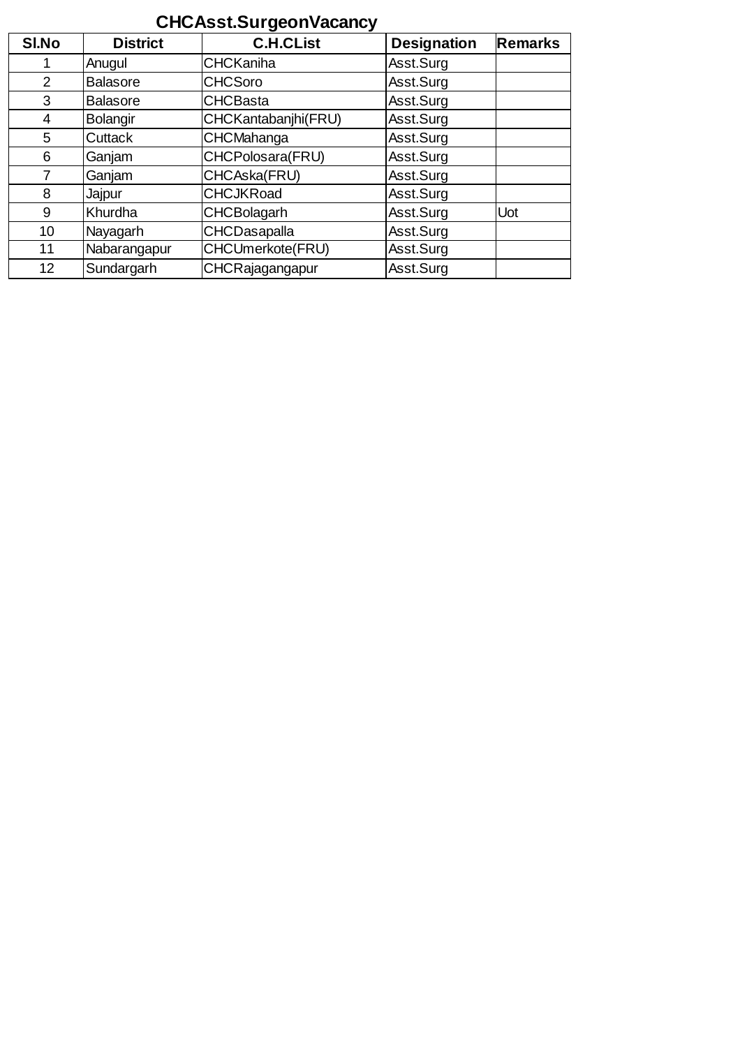## CHCAsst.SurgeonVacancy

| Sl.No | District | C.H.CList | Designation | Remarks |
|---|---|---|---|---|
| 1 | Anugul | CHCKaniha | Asst.Surg | |
| 2 | Balasore | CHCSoro | Asst.Surg | |
| 3 | Balasore | CHCBasta | Asst.Surg | |
| 4 | Bolangir | CHCKantabanjhi(FRU) | Asst.Surg | |
| 5 | Cuttack | CHCMahanga | Asst.Surg | |
| 6 | Ganjam | CHCPolosara(FRU) | Asst.Surg | |
| 7 | Ganjam | CHCAska(FRU) | Asst.Surg | |
| 8 | Jajpur | CHCJKRoad | Asst.Surg | |
| 9 | Khurdha | CHCBolagarh | Asst.Surg | Uot |
| 10 | Nayagarh | CHCDasapalla | Asst.Surg | |
| 11 | Nabarangapur | CHCUmerkote(FRU) | Asst.Surg | |
| 12 | Sundargarh | CHCRajagangapur | Asst.Surg | |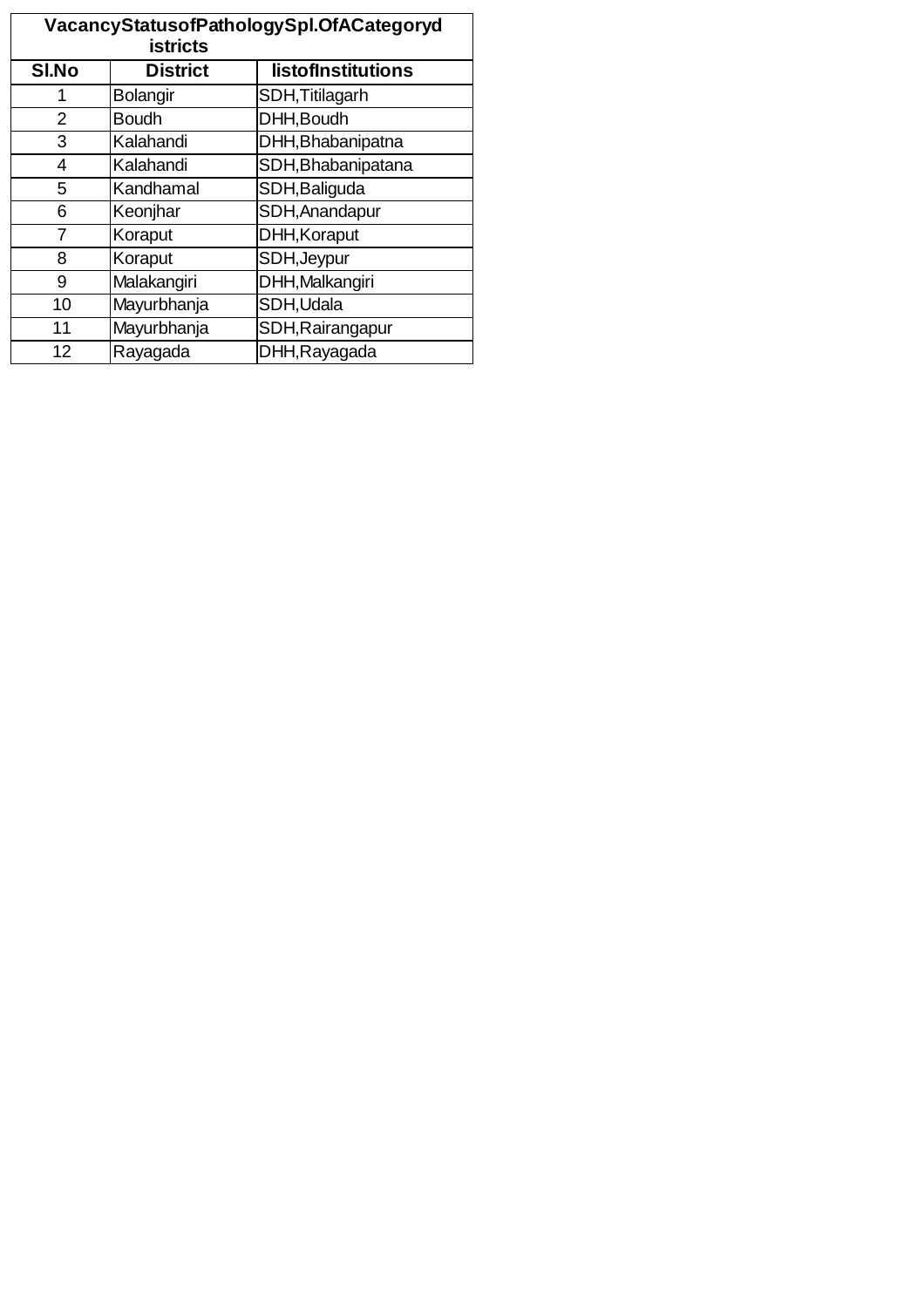| VacancyStatusofPathologySpl.OfACategorydistricts | | |
|---|---|---|
| **Sl.No** | **District** | **listofInstitutions** |
| 1 | Bolangir | SDH,Titilagarh |
| 2 | Boudh | DHH,Boudh |
| 3 | Kalahandi | DHH,Bhabanipatna |
| 4 | Kalahandi | SDH,Bhabanipatana |
| 5 | Kandhamal | SDH,Baliguda |
| 6 | Keonjhar | SDH,Anandapur |
| 7 | Koraput | DHH,Koraput |
| 8 | Koraput | SDH,Jeypur |
| 9 | Malakangiri | DHH,Malkangiri |
| 10 | Mayurbhanja | SDH,Udala |
| 11 | Mayurbhanja | SDH,Rairangapur |
| 12 | Rayagada | DHH,Rayagada |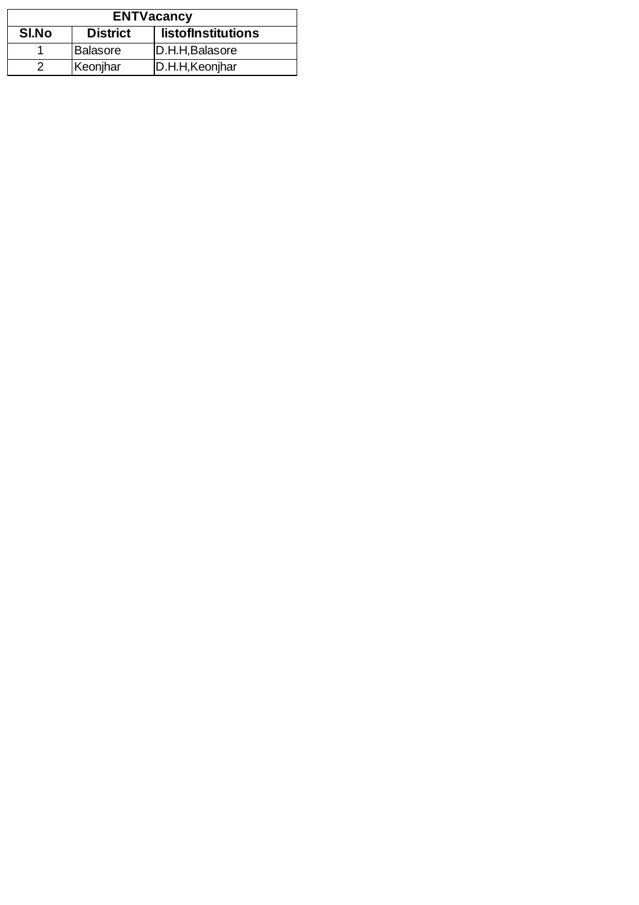| ENTVacancy | | |
|---|---|---|
| Sl.No | District | listofInstitutions |
| 1 | Balasore | D.H.H,Balasore |
| 2 | Keonjhar | D.H.H,Keonjhar |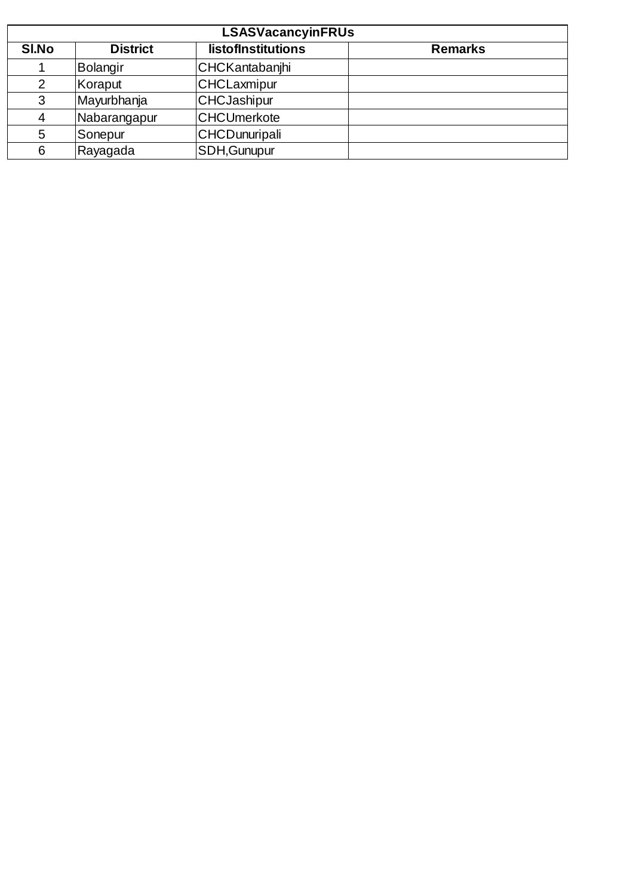| LSASVacancyinFRUs | | | |
|---|---|---|---|
| **Sl.No** | **District** | **listofInstitutions** | **Remarks** |
| 1 | Bolangir | CHCKantabanjhi | |
| 2 | Koraput | CHCLaxmipur | |
| 3 | Mayurbhanja | CHCJashipur | |
| 4 | Nabarangapur | CHCUmerkote | |
| 5 | Sonepur | CHCDunuripali | |
| 6 | Rayagada | SDH,Gunupur | |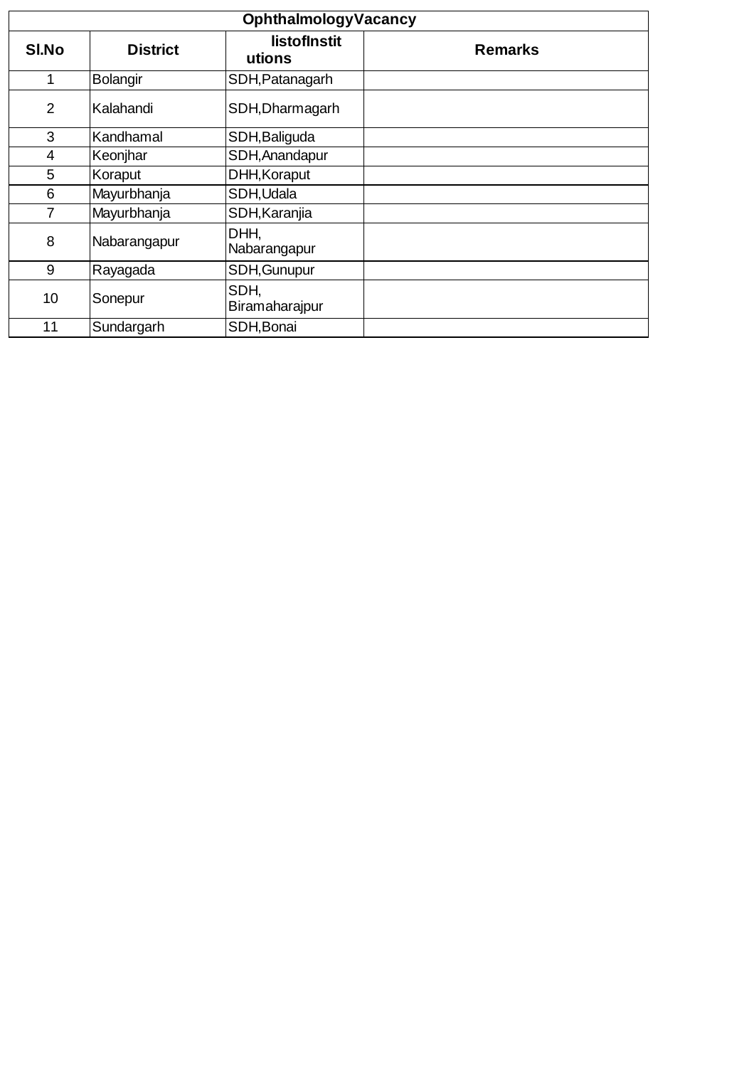| OphthalmologyVacancy | | | |
|---|---|---|---|
| **Sl.No** | **District** | **listofInstitutions** | **Remarks** |
| 1 | Bolangir | SDH,Patanagarh | |
| 2 | Kalahandi | SDH,Dharmagarh | |
| 3 | Kandhamal | SDH,Baliguda | |
| 4 | Keonjhar | SDH,Anandapur | |
| 5 | Koraput | DHH,Koraput | |
| 6 | Mayurbhanja | SDH,Udala | |
| 7 | Mayurbhanja | SDH,Karanjia | |
| 8 | Nabarangapur | DHH, Nabarangapur | |
| 9 | Rayagada | SDH,Gunupur | |
| 10 | Sonepur | SDH, Biramaharajpur | |
| 11 | Sundargarh | SDH,Bonai | |